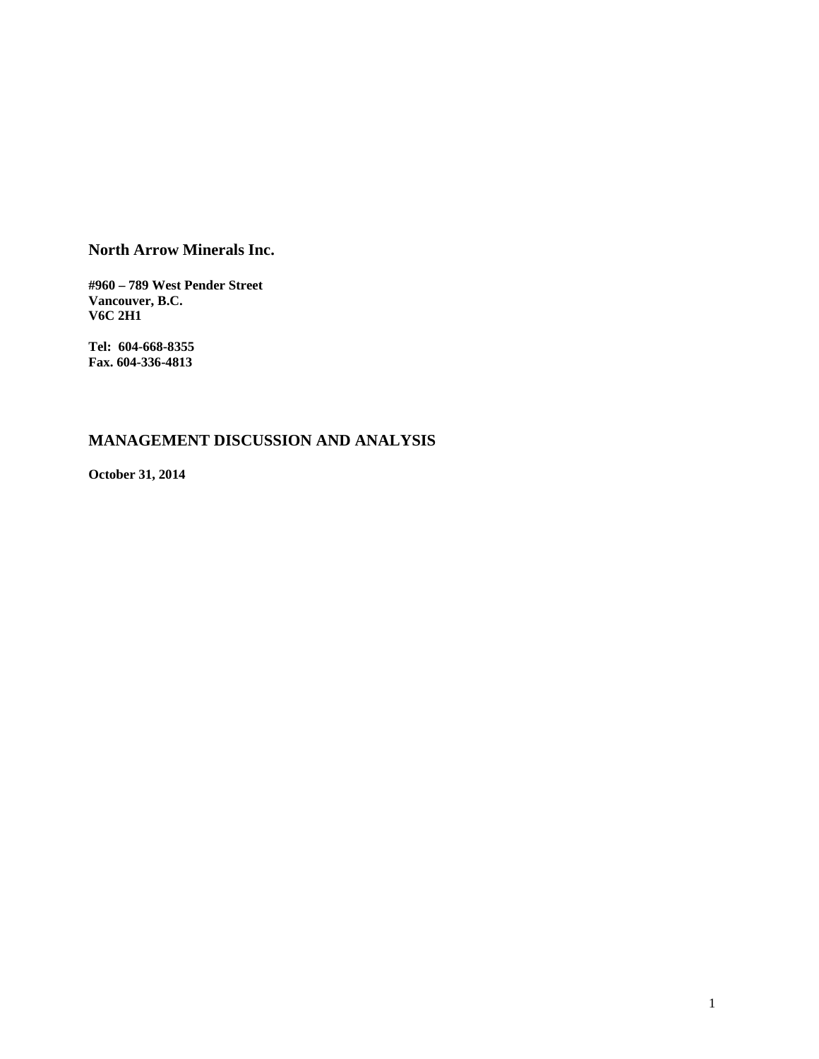**North Arrow Minerals Inc.**

**#960 – 789 West Pender Street**
**Vancouver, B.C.**
**V6C 2H1**

**Tel: 604-668-8355**
**Fax. 604-336-4813**

# MANAGEMENT DISCUSSION AND ANALYSIS

**October 31, 2014**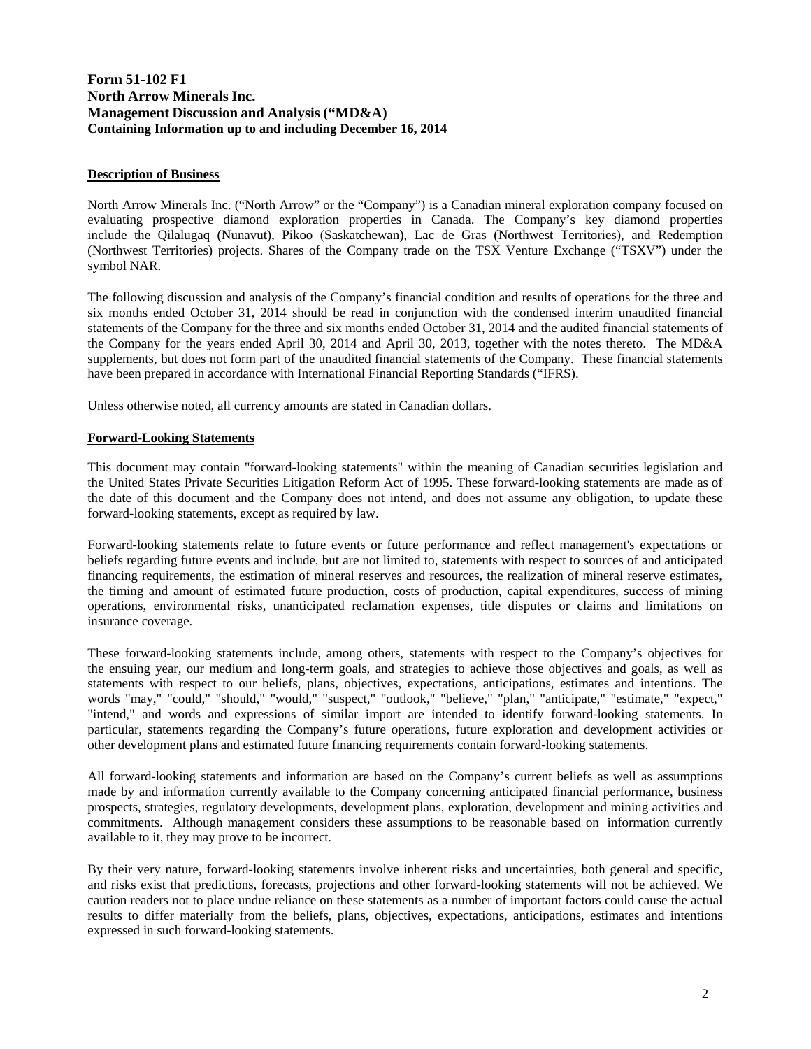**Form 51-102 F1**
**North Arrow Minerals Inc.**
**Management Discussion and Analysis ("MD&A)**
**Containing Information up to and including December 16, 2014**

## Description of Business

North Arrow Minerals Inc. ("North Arrow" or the "Company") is a Canadian mineral exploration company focused on evaluating prospective diamond exploration properties in Canada. The Company's key diamond properties include the Qilalugaq (Nunavut), Pikoo (Saskatchewan), Lac de Gras (Northwest Territories), and Redemption (Northwest Territories) projects. Shares of the Company trade on the TSX Venture Exchange ("TSXV") under the symbol NAR.

The following discussion and analysis of the Company's financial condition and results of operations for the three and six months ended October 31, 2014 should be read in conjunction with the condensed interim unaudited financial statements of the Company for the three and six months ended October 31, 2014 and the audited financial statements of the Company for the years ended April 30, 2014 and April 30, 2013, together with the notes thereto. The MD&A supplements, but does not form part of the unaudited financial statements of the Company. These financial statements have been prepared in accordance with International Financial Reporting Standards ("IFRS).

Unless otherwise noted, all currency amounts are stated in Canadian dollars.

## Forward-Looking Statements

This document may contain "forward-looking statements" within the meaning of Canadian securities legislation and the United States Private Securities Litigation Reform Act of 1995. These forward-looking statements are made as of the date of this document and the Company does not intend, and does not assume any obligation, to update these forward-looking statements, except as required by law.

Forward-looking statements relate to future events or future performance and reflect management's expectations or beliefs regarding future events and include, but are not limited to, statements with respect to sources of and anticipated financing requirements, the estimation of mineral reserves and resources, the realization of mineral reserve estimates, the timing and amount of estimated future production, costs of production, capital expenditures, success of mining operations, environmental risks, unanticipated reclamation expenses, title disputes or claims and limitations on insurance coverage.

These forward-looking statements include, among others, statements with respect to the Company's objectives for the ensuing year, our medium and long-term goals, and strategies to achieve those objectives and goals, as well as statements with respect to our beliefs, plans, objectives, expectations, anticipations, estimates and intentions. The words "may," "could," "should," "would," "suspect," "outlook," "believe," "plan," "anticipate," "estimate," "expect," "intend," and words and expressions of similar import are intended to identify forward-looking statements. In particular, statements regarding the Company's future operations, future exploration and development activities or other development plans and estimated future financing requirements contain forward-looking statements.

All forward-looking statements and information are based on the Company's current beliefs as well as assumptions made by and information currently available to the Company concerning anticipated financial performance, business prospects, strategies, regulatory developments, development plans, exploration, development and mining activities and commitments. Although management considers these assumptions to be reasonable based on information currently available to it, they may prove to be incorrect.

By their very nature, forward-looking statements involve inherent risks and uncertainties, both general and specific, and risks exist that predictions, forecasts, projections and other forward-looking statements will not be achieved. We caution readers not to place undue reliance on these statements as a number of important factors could cause the actual results to differ materially from the beliefs, plans, objectives, expectations, anticipations, estimates and intentions expressed in such forward-looking statements.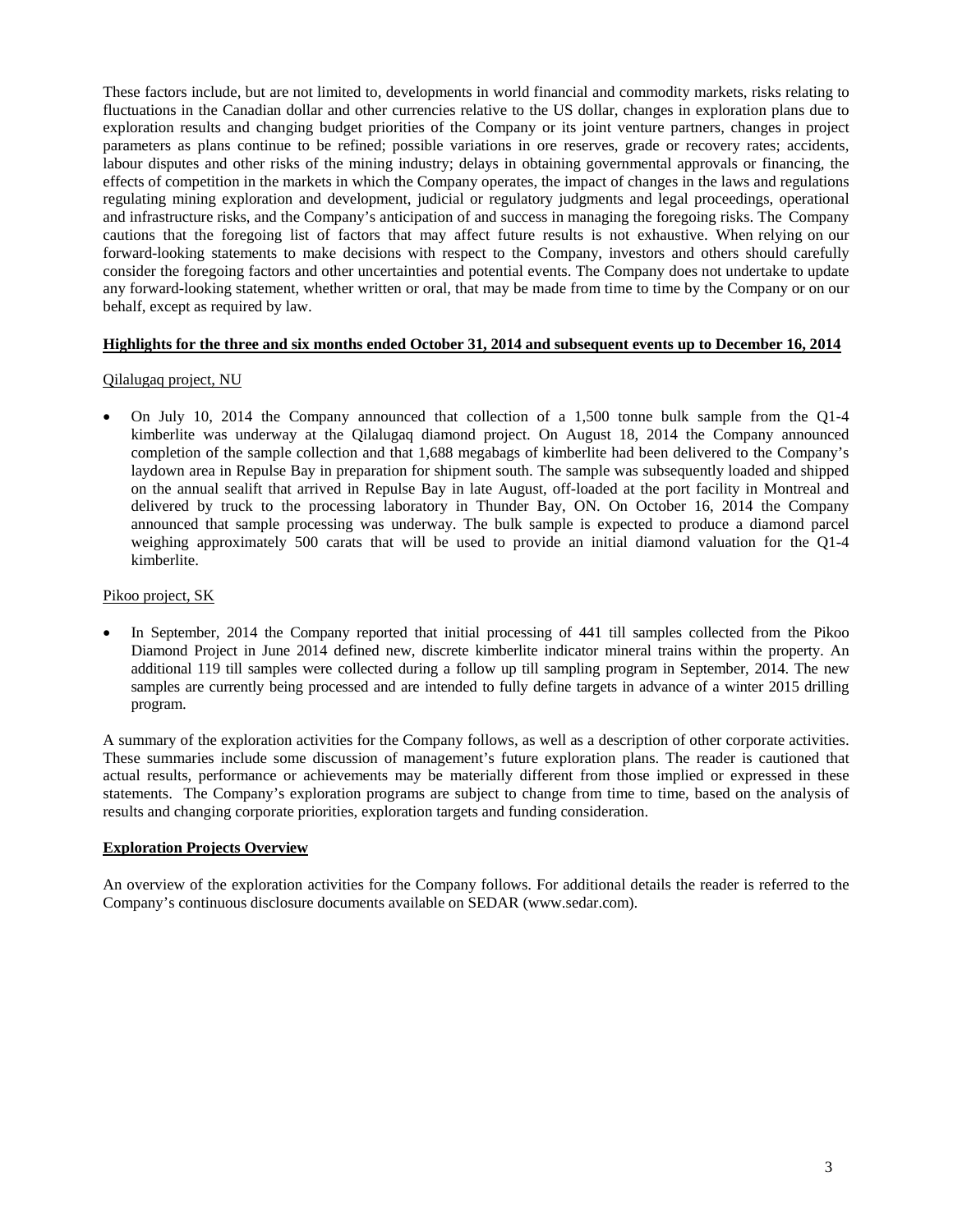These factors include, but are not limited to, developments in world financial and commodity markets, risks relating to fluctuations in the Canadian dollar and other currencies relative to the US dollar, changes in exploration plans due to exploration results and changing budget priorities of the Company or its joint venture partners, changes in project parameters as plans continue to be refined; possible variations in ore reserves, grade or recovery rates; accidents, labour disputes and other risks of the mining industry; delays in obtaining governmental approvals or financing, the effects of competition in the markets in which the Company operates, the impact of changes in the laws and regulations regulating mining exploration and development, judicial or regulatory judgments and legal proceedings, operational and infrastructure risks, and the Company's anticipation of and success in managing the foregoing risks. The Company cautions that the foregoing list of factors that may affect future results is not exhaustive. When relying on our forward-looking statements to make decisions with respect to the Company, investors and others should carefully consider the foregoing factors and other uncertainties and potential events. The Company does not undertake to update any forward-looking statement, whether written or oral, that may be made from time to time by the Company or on our behalf, except as required by law.

## Highlights for the three and six months ended October 31, 2014 and subsequent events up to December 16, 2014

### Qilalugaq project, NU

- On July 10, 2014 the Company announced that collection of a 1,500 tonne bulk sample from the Q1-4 kimberlite was underway at the Qilalugaq diamond project. On August 18, 2014 the Company announced completion of the sample collection and that 1,688 megabags of kimberlite had been delivered to the Company's laydown area in Repulse Bay in preparation for shipment south. The sample was subsequently loaded and shipped on the annual sealift that arrived in Repulse Bay in late August, off-loaded at the port facility in Montreal and delivered by truck to the processing laboratory in Thunder Bay, ON. On October 16, 2014 the Company announced that sample processing was underway. The bulk sample is expected to produce a diamond parcel weighing approximately 500 carats that will be used to provide an initial diamond valuation for the Q1-4 kimberlite.

### Pikoo project, SK

- In September, 2014 the Company reported that initial processing of 441 till samples collected from the Pikoo Diamond Project in June 2014 defined new, discrete kimberlite indicator mineral trains within the property. An additional 119 till samples were collected during a follow up till sampling program in September, 2014. The new samples are currently being processed and are intended to fully define targets in advance of a winter 2015 drilling program.

A summary of the exploration activities for the Company follows, as well as a description of other corporate activities. These summaries include some discussion of management's future exploration plans. The reader is cautioned that actual results, performance or achievements may be materially different from those implied or expressed in these statements. The Company's exploration programs are subject to change from time to time, based on the analysis of results and changing corporate priorities, exploration targets and funding consideration.

## Exploration Projects Overview

An overview of the exploration activities for the Company follows. For additional details the reader is referred to the Company's continuous disclosure documents available on SEDAR (www.sedar.com).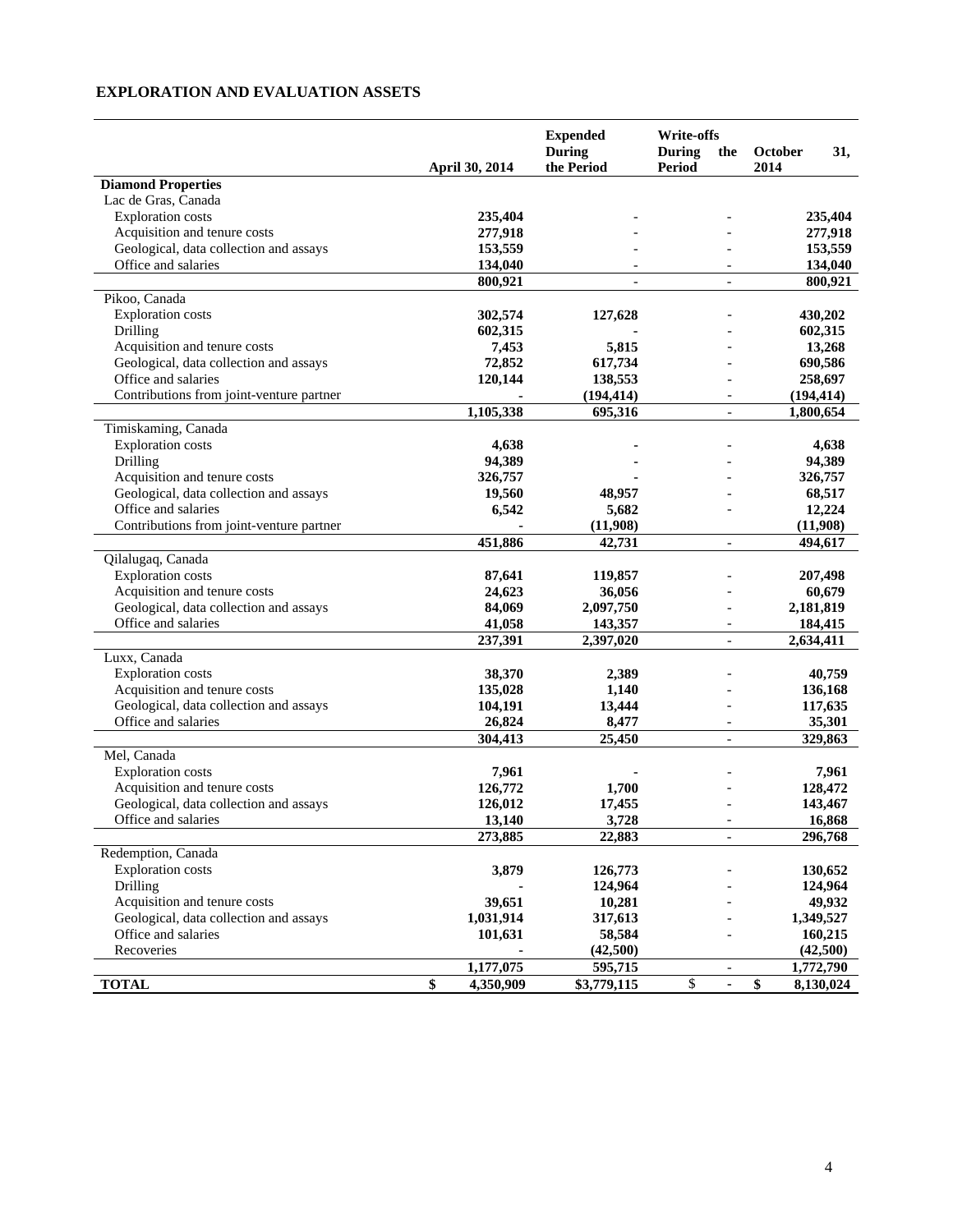## EXPLORATION AND EVALUATION ASSETS

| | April 30, 2014 | Expended During the Period | Write-offs During the Period | October 31, 2014 |
|---|---|---|---|---|
| **Diamond Properties** | | | | |
| Lac de Gras, Canada | | | | |
| Exploration costs | 235,404 | - | - | 235,404 |
| Acquisition and tenure costs | 277,918 | - | - | 277,918 |
| Geological, data collection and assays | 153,559 | - | - | 153,559 |
| Office and salaries | 134,040 | - | - | 134,040 |
| | 800,921 | - | - | 800,921 |
| Pikoo, Canada | | | | |
| Exploration costs | 302,574 | 127,628 | - | 430,202 |
| Drilling | 602,315 | - | - | 602,315 |
| Acquisition and tenure costs | 7,453 | 5,815 | - | 13,268 |
| Geological, data collection and assays | 72,852 | 617,734 | - | 690,586 |
| Office and salaries | 120,144 | 138,553 | - | 258,697 |
| Contributions from joint-venture partner | - | (194,414) | - | (194,414) |
| | 1,105,338 | 695,316 | - | 1,800,654 |
| Timiskaming, Canada | | | | |
| Exploration costs | 4,638 | - | - | 4,638 |
| Drilling | 94,389 | - | - | 94,389 |
| Acquisition and tenure costs | 326,757 | - | - | 326,757 |
| Geological, data collection and assays | 19,560 | 48,957 | - | 68,517 |
| Office and salaries | 6,542 | 5,682 | - | 12,224 |
| Contributions from joint-venture partner | - | (11,908) | | (11,908) |
| | 451,886 | 42,731 | - | 494,617 |
| Qilalugaq, Canada | | | | |
| Exploration costs | 87,641 | 119,857 | - | 207,498 |
| Acquisition and tenure costs | 24,623 | 36,056 | - | 60,679 |
| Geological, data collection and assays | 84,069 | 2,097,750 | - | 2,181,819 |
| Office and salaries | 41,058 | 143,357 | - | 184,415 |
| | 237,391 | 2,397,020 | - | 2,634,411 |
| Luxx, Canada | | | | |
| Exploration costs | 38,370 | 2,389 | - | 40,759 |
| Acquisition and tenure costs | 135,028 | 1,140 | - | 136,168 |
| Geological, data collection and assays | 104,191 | 13,444 | - | 117,635 |
| Office and salaries | 26,824 | 8,477 | - | 35,301 |
| | 304,413 | 25,450 | - | 329,863 |
| Mel, Canada | | | | |
| Exploration costs | 7,961 | - | - | 7,961 |
| Acquisition and tenure costs | 126,772 | 1,700 | - | 128,472 |
| Geological, data collection and assays | 126,012 | 17,455 | - | 143,467 |
| Office and salaries | 13,140 | 3,728 | - | 16,868 |
| | 273,885 | 22,883 | - | 296,768 |
| Redemption, Canada | | | | |
| Exploration costs | 3,879 | 126,773 | - | 130,652 |
| Drilling | - | 124,964 | - | 124,964 |
| Acquisition and tenure costs | 39,651 | 10,281 | - | 49,932 |
| Geological, data collection and assays | 1,031,914 | 317,613 | - | 1,349,527 |
| Office and salaries | 101,631 | 58,584 | - | 160,215 |
| Recoveries | - | (42,500) | | (42,500) |
| | 1,177,075 | 595,715 | - | 1,772,790 |
| **TOTAL** | $ 4,350,909 | $3,779,115 | $ - | $ 8,130,024 |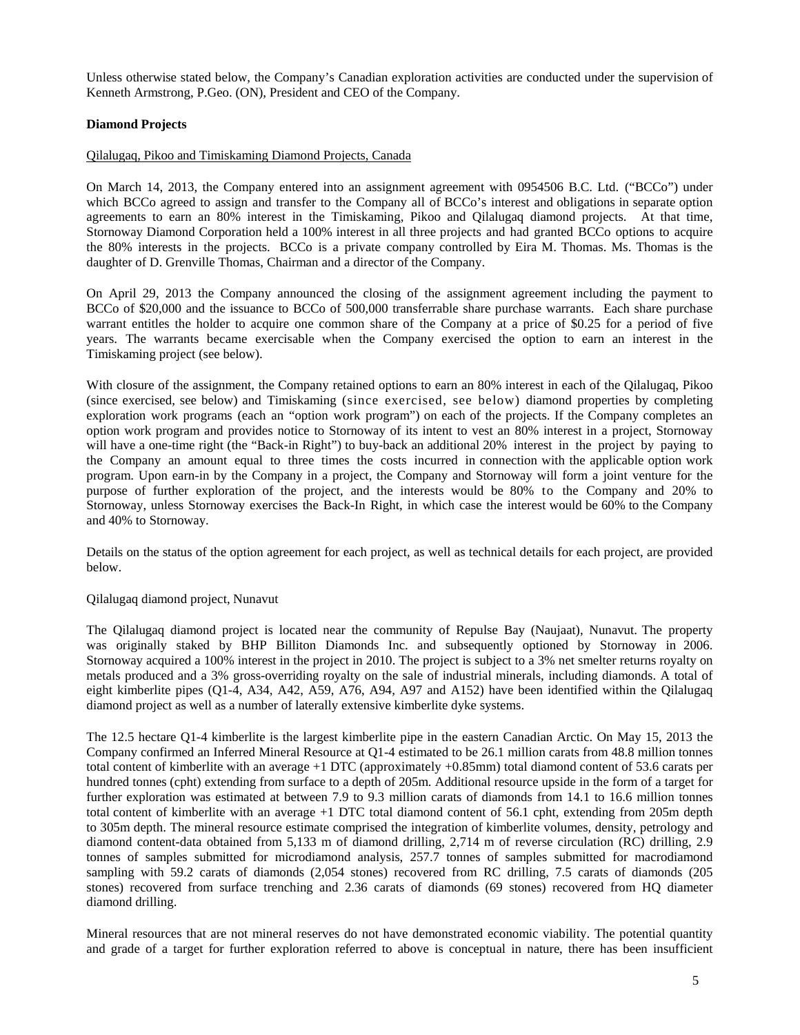Unless otherwise stated below, the Company's Canadian exploration activities are conducted under the supervision of Kenneth Armstrong, P.Geo. (ON), President and CEO of the Company.

**Diamond Projects**

Qilalugaq, Pikoo and Timiskaming Diamond Projects, Canada

On March 14, 2013, the Company entered into an assignment agreement with 0954506 B.C. Ltd. ("BCCo") under which BCCo agreed to assign and transfer to the Company all of BCCo's interest and obligations in separate option agreements to earn an 80% interest in the Timiskaming, Pikoo and Qilalugaq diamond projects. At that time, Stornoway Diamond Corporation held a 100% interest in all three projects and had granted BCCo options to acquire the 80% interests in the projects. BCCo is a private company controlled by Eira M. Thomas. Ms. Thomas is the daughter of D. Grenville Thomas, Chairman and a director of the Company.

On April 29, 2013 the Company announced the closing of the assignment agreement including the payment to BCCo of $20,000 and the issuance to BCCo of 500,000 transferrable share purchase warrants. Each share purchase warrant entitles the holder to acquire one common share of the Company at a price of $0.25 for a period of five years. The warrants became exercisable when the Company exercised the option to earn an interest in the Timiskaming project (see below).

With closure of the assignment, the Company retained options to earn an 80% interest in each of the Qilalugaq, Pikoo (since exercised, see below) and Timiskaming (since exercised, see below) diamond properties by completing exploration work programs (each an "option work program") on each of the projects. If the Company completes an option work program and provides notice to Stornoway of its intent to vest an 80% interest in a project, Stornoway will have a one-time right (the "Back-in Right") to buy-back an additional 20% interest in the project by paying to the Company an amount equal to three times the costs incurred in connection with the applicable option work program. Upon earn-in by the Company in a project, the Company and Stornoway will form a joint venture for the purpose of further exploration of the project, and the interests would be 80% to the Company and 20% to Stornoway, unless Stornoway exercises the Back-In Right, in which case the interest would be 60% to the Company and 40% to Stornoway.

Details on the status of the option agreement for each project, as well as technical details for each project, are provided below.

Qilalugaq diamond project, Nunavut

The Qilalugaq diamond project is located near the community of Repulse Bay (Naujaat), Nunavut. The property was originally staked by BHP Billiton Diamonds Inc. and subsequently optioned by Stornoway in 2006. Stornoway acquired a 100% interest in the project in 2010. The project is subject to a 3% net smelter returns royalty on metals produced and a 3% gross-overriding royalty on the sale of industrial minerals, including diamonds. A total of eight kimberlite pipes (Q1-4, A34, A42, A59, A76, A94, A97 and A152) have been identified within the Qilalugaq diamond project as well as a number of laterally extensive kimberlite dyke systems.

The 12.5 hectare Q1-4 kimberlite is the largest kimberlite pipe in the eastern Canadian Arctic. On May 15, 2013 the Company confirmed an Inferred Mineral Resource at Q1-4 estimated to be 26.1 million carats from 48.8 million tonnes total content of kimberlite with an average +1 DTC (approximately +0.85mm) total diamond content of 53.6 carats per hundred tonnes (cpht) extending from surface to a depth of 205m. Additional resource upside in the form of a target for further exploration was estimated at between 7.9 to 9.3 million carats of diamonds from 14.1 to 16.6 million tonnes total content of kimberlite with an average +1 DTC total diamond content of 56.1 cpht, extending from 205m depth to 305m depth. The mineral resource estimate comprised the integration of kimberlite volumes, density, petrology and diamond content-data obtained from 5,133 m of diamond drilling, 2,714 m of reverse circulation (RC) drilling, 2.9 tonnes of samples submitted for microdiamond analysis, 257.7 tonnes of samples submitted for macrodiamond sampling with 59.2 carats of diamonds (2,054 stones) recovered from RC drilling, 7.5 carats of diamonds (205 stones) recovered from surface trenching and 2.36 carats of diamonds (69 stones) recovered from HQ diameter diamond drilling.

Mineral resources that are not mineral reserves do not have demonstrated economic viability. The potential quantity and grade of a target for further exploration referred to above is conceptual in nature, there has been insufficient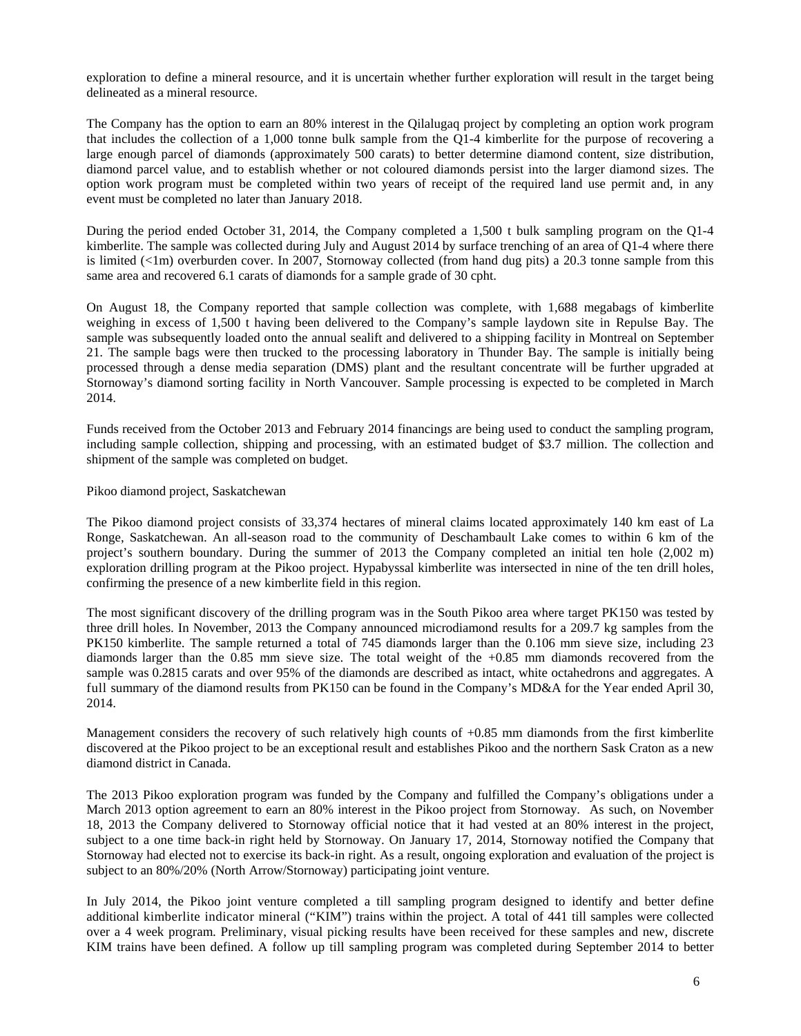exploration to define a mineral resource, and it is uncertain whether further exploration will result in the target being delineated as a mineral resource.

The Company has the option to earn an 80% interest in the Qilalugaq project by completing an option work program that includes the collection of a 1,000 tonne bulk sample from the Q1-4 kimberlite for the purpose of recovering a large enough parcel of diamonds (approximately 500 carats) to better determine diamond content, size distribution, diamond parcel value, and to establish whether or not coloured diamonds persist into the larger diamond sizes. The option work program must be completed within two years of receipt of the required land use permit and, in any event must be completed no later than January 2018.

During the period ended October 31, 2014, the Company completed a 1,500 t bulk sampling program on the Q1-4 kimberlite. The sample was collected during July and August 2014 by surface trenching of an area of Q1-4 where there is limited (<1m) overburden cover. In 2007, Stornoway collected (from hand dug pits) a 20.3 tonne sample from this same area and recovered 6.1 carats of diamonds for a sample grade of 30 cpht.

On August 18, the Company reported that sample collection was complete, with 1,688 megabags of kimberlite weighing in excess of 1,500 t having been delivered to the Company's sample laydown site in Repulse Bay. The sample was subsequently loaded onto the annual sealift and delivered to a shipping facility in Montreal on September 21. The sample bags were then trucked to the processing laboratory in Thunder Bay. The sample is initially being processed through a dense media separation (DMS) plant and the resultant concentrate will be further upgraded at Stornoway's diamond sorting facility in North Vancouver. Sample processing is expected to be completed in March 2014.

Funds received from the October 2013 and February 2014 financings are being used to conduct the sampling program, including sample collection, shipping and processing, with an estimated budget of $3.7 million. The collection and shipment of the sample was completed on budget.

Pikoo diamond project, Saskatchewan

The Pikoo diamond project consists of 33,374 hectares of mineral claims located approximately 140 km east of La Ronge, Saskatchewan. An all-season road to the community of Deschambault Lake comes to within 6 km of the project's southern boundary. During the summer of 2013 the Company completed an initial ten hole (2,002 m) exploration drilling program at the Pikoo project. Hypabyssal kimberlite was intersected in nine of the ten drill holes, confirming the presence of a new kimberlite field in this region.

The most significant discovery of the drilling program was in the South Pikoo area where target PK150 was tested by three drill holes. In November, 2013 the Company announced microdiamond results for a 209.7 kg samples from the PK150 kimberlite. The sample returned a total of 745 diamonds larger than the 0.106 mm sieve size, including 23 diamonds larger than the 0.85 mm sieve size. The total weight of the +0.85 mm diamonds recovered from the sample was 0.2815 carats and over 95% of the diamonds are described as intact, white octahedrons and aggregates. A full summary of the diamond results from PK150 can be found in the Company's MD&A for the Year ended April 30, 2014.

Management considers the recovery of such relatively high counts of +0.85 mm diamonds from the first kimberlite discovered at the Pikoo project to be an exceptional result and establishes Pikoo and the northern Sask Craton as a new diamond district in Canada.

The 2013 Pikoo exploration program was funded by the Company and fulfilled the Company's obligations under a March 2013 option agreement to earn an 80% interest in the Pikoo project from Stornoway. As such, on November 18, 2013 the Company delivered to Stornoway official notice that it had vested at an 80% interest in the project, subject to a one time back-in right held by Stornoway. On January 17, 2014, Stornoway notified the Company that Stornoway had elected not to exercise its back-in right. As a result, ongoing exploration and evaluation of the project is subject to an 80%/20% (North Arrow/Stornoway) participating joint venture.

In July 2014, the Pikoo joint venture completed a till sampling program designed to identify and better define additional kimberlite indicator mineral ("KIM") trains within the project. A total of 441 till samples were collected over a 4 week program. Preliminary, visual picking results have been received for these samples and new, discrete KIM trains have been defined. A follow up till sampling program was completed during September 2014 to better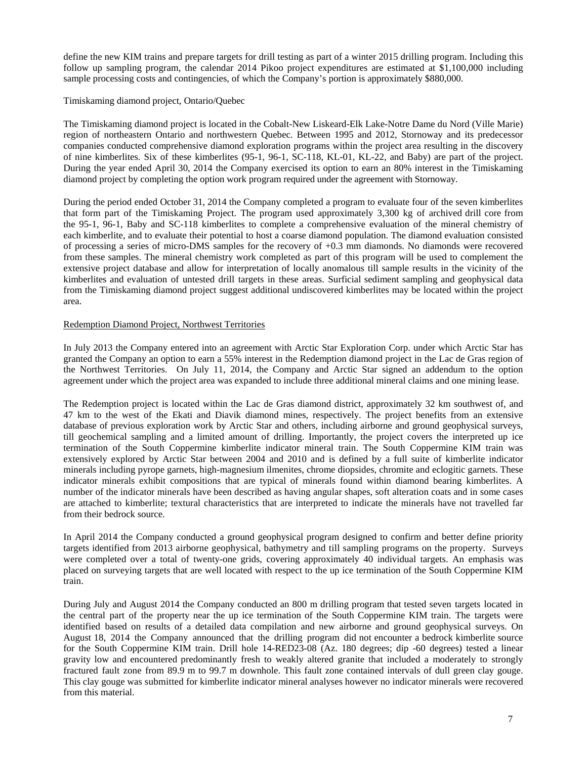define the new KIM trains and prepare targets for drill testing as part of a winter 2015 drilling program. Including this follow up sampling program, the calendar 2014 Pikoo project expenditures are estimated at $1,100,000 including sample processing costs and contingencies, of which the Company's portion is approximately $880,000.

Timiskaming diamond project, Ontario/Quebec

The Timiskaming diamond project is located in the Cobalt-New Liskeard-Elk Lake-Notre Dame du Nord (Ville Marie) region of northeastern Ontario and northwestern Quebec. Between 1995 and 2012, Stornoway and its predecessor companies conducted comprehensive diamond exploration programs within the project area resulting in the discovery of nine kimberlites. Six of these kimberlites (95-1, 96-1, SC-118, KL-01, KL-22, and Baby) are part of the project. During the year ended April 30, 2014 the Company exercised its option to earn an 80% interest in the Timiskaming diamond project by completing the option work program required under the agreement with Stornoway.

During the period ended October 31, 2014 the Company completed a program to evaluate four of the seven kimberlites that form part of the Timiskaming Project. The program used approximately 3,300 kg of archived drill core from the 95-1, 96-1, Baby and SC-118 kimberlites to complete a comprehensive evaluation of the mineral chemistry of each kimberlite, and to evaluate their potential to host a coarse diamond population. The diamond evaluation consisted of processing a series of micro-DMS samples for the recovery of +0.3 mm diamonds. No diamonds were recovered from these samples. The mineral chemistry work completed as part of this program will be used to complement the extensive project database and allow for interpretation of locally anomalous till sample results in the vicinity of the kimberlites and evaluation of untested drill targets in these areas. Surficial sediment sampling and geophysical data from the Timiskaming diamond project suggest additional undiscovered kimberlites may be located within the project area.

Redemption Diamond Project, Northwest Territories

In July 2013 the Company entered into an agreement with Arctic Star Exploration Corp. under which Arctic Star has granted the Company an option to earn a 55% interest in the Redemption diamond project in the Lac de Gras region of the Northwest Territories. On July 11, 2014, the Company and Arctic Star signed an addendum to the option agreement under which the project area was expanded to include three additional mineral claims and one mining lease.

The Redemption project is located within the Lac de Gras diamond district, approximately 32 km southwest of, and 47 km to the west of the Ekati and Diavik diamond mines, respectively. The project benefits from an extensive database of previous exploration work by Arctic Star and others, including airborne and ground geophysical surveys, till geochemical sampling and a limited amount of drilling. Importantly, the project covers the interpreted up ice termination of the South Coppermine kimberlite indicator mineral train. The South Coppermine KIM train was extensively explored by Arctic Star between 2004 and 2010 and is defined by a full suite of kimberlite indicator minerals including pyrope garnets, high-magnesium ilmenites, chrome diopsides, chromite and eclogitic garnets. These indicator minerals exhibit compositions that are typical of minerals found within diamond bearing kimberlites. A number of the indicator minerals have been described as having angular shapes, soft alteration coats and in some cases are attached to kimberlite; textural characteristics that are interpreted to indicate the minerals have not travelled far from their bedrock source.

In April 2014 the Company conducted a ground geophysical program designed to confirm and better define priority targets identified from 2013 airborne geophysical, bathymetry and till sampling programs on the property. Surveys were completed over a total of twenty-one grids, covering approximately 40 individual targets. An emphasis was placed on surveying targets that are well located with respect to the up ice termination of the South Coppermine KIM train.

During July and August 2014 the Company conducted an 800 m drilling program that tested seven targets located in the central part of the property near the up ice termination of the South Coppermine KIM train. The targets were identified based on results of a detailed data compilation and new airborne and ground geophysical surveys. On August 18, 2014 the Company announced that the drilling program did not encounter a bedrock kimberlite source for the South Coppermine KIM train. Drill hole 14-RED23-08 (Az. 180 degrees; dip -60 degrees) tested a linear gravity low and encountered predominantly fresh to weakly altered granite that included a moderately to strongly fractured fault zone from 89.9 m to 99.7 m downhole. This fault zone contained intervals of dull green clay gouge. This clay gouge was submitted for kimberlite indicator mineral analyses however no indicator minerals were recovered from this material.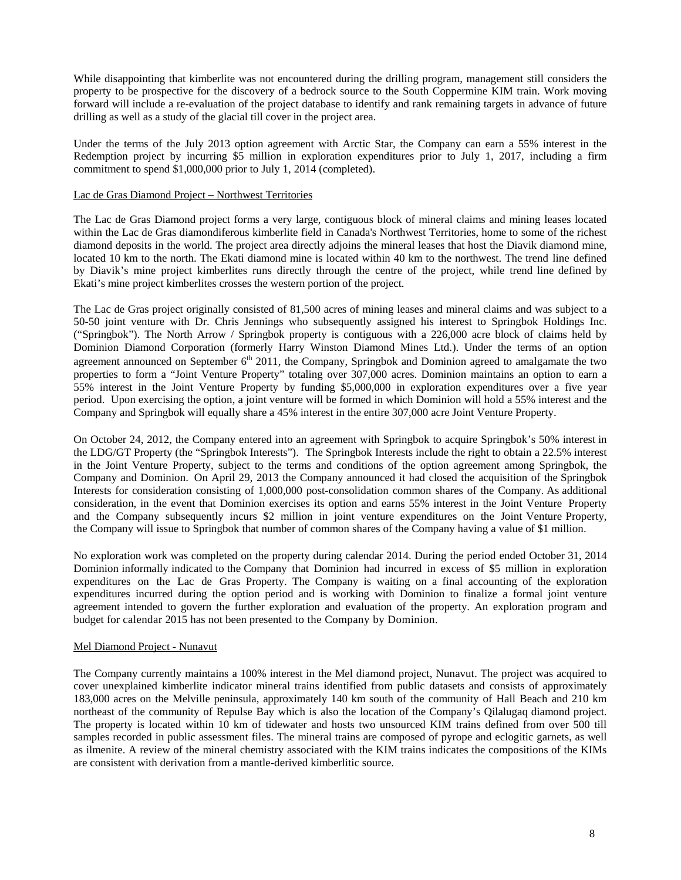While disappointing that kimberlite was not encountered during the drilling program, management still considers the property to be prospective for the discovery of a bedrock source to the South Coppermine KIM train. Work moving forward will include a re-evaluation of the project database to identify and rank remaining targets in advance of future drilling as well as a study of the glacial till cover in the project area.

Under the terms of the July 2013 option agreement with Arctic Star, the Company can earn a 55% interest in the Redemption project by incurring $5 million in exploration expenditures prior to July 1, 2017, including a firm commitment to spend $1,000,000 prior to July 1, 2014 (completed).

Lac de Gras Diamond Project – Northwest Territories

The Lac de Gras Diamond project forms a very large, contiguous block of mineral claims and mining leases located within the Lac de Gras diamondiferous kimberlite field in Canada's Northwest Territories, home to some of the richest diamond deposits in the world. The project area directly adjoins the mineral leases that host the Diavik diamond mine, located 10 km to the north. The Ekati diamond mine is located within 40 km to the northwest. The trend line defined by Diavik's mine project kimberlites runs directly through the centre of the project, while trend line defined by Ekati's mine project kimberlites crosses the western portion of the project.

The Lac de Gras project originally consisted of 81,500 acres of mining leases and mineral claims and was subject to a 50-50 joint venture with Dr. Chris Jennings who subsequently assigned his interest to Springbok Holdings Inc. ("Springbok"). The North Arrow / Springbok property is contiguous with a 226,000 acre block of claims held by Dominion Diamond Corporation (formerly Harry Winston Diamond Mines Ltd.). Under the terms of an option agreement announced on September 6th 2011, the Company, Springbok and Dominion agreed to amalgamate the two properties to form a "Joint Venture Property" totaling over 307,000 acres. Dominion maintains an option to earn a 55% interest in the Joint Venture Property by funding $5,000,000 in exploration expenditures over a five year period. Upon exercising the option, a joint venture will be formed in which Dominion will hold a 55% interest and the Company and Springbok will equally share a 45% interest in the entire 307,000 acre Joint Venture Property.

On October 24, 2012, the Company entered into an agreement with Springbok to acquire Springbok's 50% interest in the LDG/GT Property (the "Springbok Interests"). The Springbok Interests include the right to obtain a 22.5% interest in the Joint Venture Property, subject to the terms and conditions of the option agreement among Springbok, the Company and Dominion. On April 29, 2013 the Company announced it had closed the acquisition of the Springbok Interests for consideration consisting of 1,000,000 post-consolidation common shares of the Company. As additional consideration, in the event that Dominion exercises its option and earns 55% interest in the Joint Venture Property and the Company subsequently incurs $2 million in joint venture expenditures on the Joint Venture Property, the Company will issue to Springbok that number of common shares of the Company having a value of $1 million.

No exploration work was completed on the property during calendar 2014. During the period ended October 31, 2014 Dominion informally indicated to the Company that Dominion had incurred in excess of $5 million in exploration expenditures on the Lac de Gras Property. The Company is waiting on a final accounting of the exploration expenditures incurred during the option period and is working with Dominion to finalize a formal joint venture agreement intended to govern the further exploration and evaluation of the property. An exploration program and budget for calendar 2015 has not been presented to the Company by Dominion.

Mel Diamond Project - Nunavut

The Company currently maintains a 100% interest in the Mel diamond project, Nunavut. The project was acquired to cover unexplained kimberlite indicator mineral trains identified from public datasets and consists of approximately 183,000 acres on the Melville peninsula, approximately 140 km south of the community of Hall Beach and 210 km northeast of the community of Repulse Bay which is also the location of the Company's Qilalugaq diamond project. The property is located within 10 km of tidewater and hosts two unsourced KIM trains defined from over 500 till samples recorded in public assessment files. The mineral trains are composed of pyrope and eclogitic garnets, as well as ilmenite. A review of the mineral chemistry associated with the KIM trains indicates the compositions of the KIMs are consistent with derivation from a mantle-derived kimberlitic source.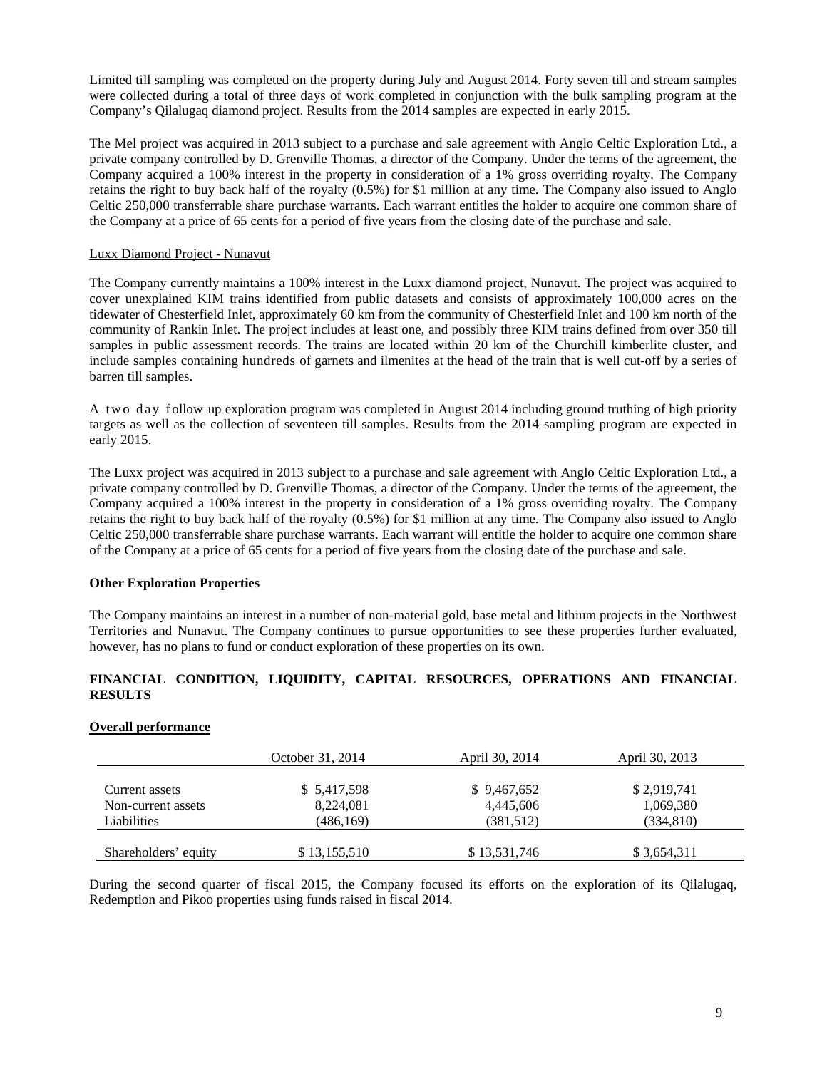Limited till sampling was completed on the property during July and August 2014. Forty seven till and stream samples were collected during a total of three days of work completed in conjunction with the bulk sampling program at the Company's Qilalugaq diamond project. Results from the 2014 samples are expected in early 2015.

The Mel project was acquired in 2013 subject to a purchase and sale agreement with Anglo Celtic Exploration Ltd., a private company controlled by D. Grenville Thomas, a director of the Company. Under the terms of the agreement, the Company acquired a 100% interest in the property in consideration of a 1% gross overriding royalty. The Company retains the right to buy back half of the royalty (0.5%) for $1 million at any time. The Company also issued to Anglo Celtic 250,000 transferrable share purchase warrants. Each warrant entitles the holder to acquire one common share of the Company at a price of 65 cents for a period of five years from the closing date of the purchase and sale.

Luxx Diamond Project - Nunavut

The Company currently maintains a 100% interest in the Luxx diamond project, Nunavut. The project was acquired to cover unexplained KIM trains identified from public datasets and consists of approximately 100,000 acres on the tidewater of Chesterfield Inlet, approximately 60 km from the community of Chesterfield Inlet and 100 km north of the community of Rankin Inlet. The project includes at least one, and possibly three KIM trains defined from over 350 till samples in public assessment records. The trains are located within 20 km of the Churchill kimberlite cluster, and include samples containing hundreds of garnets and ilmenites at the head of the train that is well cut-off by a series of barren till samples.

A two day follow up exploration program was completed in August 2014 including ground truthing of high priority targets as well as the collection of seventeen till samples. Results from the 2014 sampling program are expected in early 2015.

The Luxx project was acquired in 2013 subject to a purchase and sale agreement with Anglo Celtic Exploration Ltd., a private company controlled by D. Grenville Thomas, a director of the Company. Under the terms of the agreement, the Company acquired a 100% interest in the property in consideration of a 1% gross overriding royalty. The Company retains the right to buy back half of the royalty (0.5%) for $1 million at any time. The Company also issued to Anglo Celtic 250,000 transferrable share purchase warrants. Each warrant will entitle the holder to acquire one common share of the Company at a price of 65 cents for a period of five years from the closing date of the purchase and sale.

**Other Exploration Properties**

The Company maintains an interest in a number of non-material gold, base metal and lithium projects in the Northwest Territories and Nunavut. The Company continues to pursue opportunities to see these properties further evaluated, however, has no plans to fund or conduct exploration of these properties on its own.

## FINANCIAL CONDITION, LIQUIDITY, CAPITAL RESOURCES, OPERATIONS AND FINANCIAL RESULTS

**Overall performance**

| | October 31, 2014 | April 30, 2014 | April 30, 2013 |
|---|---|---|---|
| Current assets | $ 5,417,598 | $ 9,467,652 | $ 2,919,741 |
| Non-current assets | 8,224,081 | 4,445,606 | 1,069,380 |
| Liabilities | (486,169) | (381,512) | (334,810) |
| Shareholders' equity | $ 13,155,510 | $ 13,531,746 | $ 3,654,311 |

During the second quarter of fiscal 2015, the Company focused its efforts on the exploration of its Qilalugaq, Redemption and Pikoo properties using funds raised in fiscal 2014.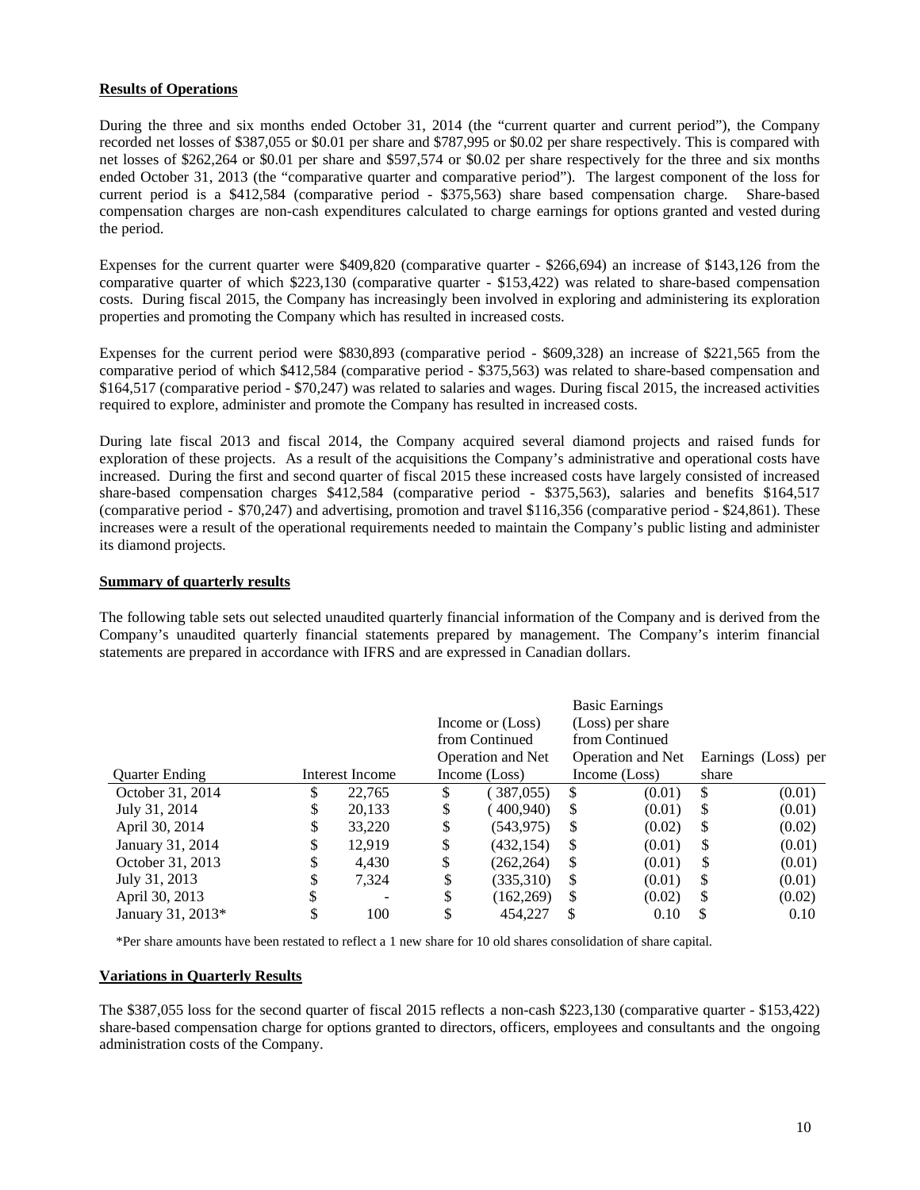**Results of Operations**

During the three and six months ended October 31, 2014 (the "current quarter and current period"), the Company recorded net losses of $387,055 or $0.01 per share and $787,995 or $0.02 per share respectively. This is compared with net losses of $262,264 or $0.01 per share and $597,574 or $0.02 per share respectively for the three and six months ended October 31, 2013 (the "comparative quarter and comparative period"). The largest component of the loss for current period is a $412,584 (comparative period - $375,563) share based compensation charge. Share-based compensation charges are non-cash expenditures calculated to charge earnings for options granted and vested during the period.

Expenses for the current quarter were $409,820 (comparative quarter - $266,694) an increase of $143,126 from the comparative quarter of which $223,130 (comparative quarter - $153,422) was related to share-based compensation costs. During fiscal 2015, the Company has increasingly been involved in exploring and administering its exploration properties and promoting the Company which has resulted in increased costs.

Expenses for the current period were $830,893 (comparative period - $609,328) an increase of $221,565 from the comparative period of which $412,584 (comparative period - $375,563) was related to share-based compensation and $164,517 (comparative period - $70,247) was related to salaries and wages. During fiscal 2015, the increased activities required to explore, administer and promote the Company has resulted in increased costs.

During late fiscal 2013 and fiscal 2014, the Company acquired several diamond projects and raised funds for exploration of these projects. As a result of the acquisitions the Company's administrative and operational costs have increased. During the first and second quarter of fiscal 2015 these increased costs have largely consisted of increased share-based compensation charges $412,584 (comparative period - $375,563), salaries and benefits $164,517 (comparative period - $70,247) and advertising, promotion and travel $116,356 (comparative period - $24,861). These increases were a result of the operational requirements needed to maintain the Company's public listing and administer its diamond projects.

**Summary of quarterly results**

The following table sets out selected unaudited quarterly financial information of the Company and is derived from the Company's unaudited quarterly financial statements prepared by management. The Company's interim financial statements are prepared in accordance with IFRS and are expressed in Canadian dollars.

| Quarter Ending | Interest Income | Income or (Loss) from Continued Operation and Net Income (Loss) | Basic Earnings (Loss) per share from Continued Operation and Net Income (Loss) | Earnings (Loss) per share |
|---|---|---|---|---|
| October 31, 2014 | $ 22,765 | $ (387,055) | $ (0.01) | $ (0.01) |
| July 31, 2014 | $ 20,133 | $ (400,940) | $ (0.01) | $ (0.01) |
| April 30, 2014 | $ 33,220 | $ (543,975) | $ (0.02) | $ (0.02) |
| January 31, 2014 | $ 12,919 | $ (432,154) | $ (0.01) | $ (0.01) |
| October 31, 2013 | $ 4,430 | $ (262,264) | $ (0.01) | $ (0.01) |
| July 31, 2013 | $ 7,324 | $ (335,310) | $ (0.01) | $ (0.01) |
| April 30, 2013 | $ - | $ (162,269) | $ (0.02) | $ (0.02) |
| January 31, 2013* | $ 100 | $ 454,227 | $ 0.10 | $ 0.10 |

*Per share amounts have been restated to reflect a 1 new share for 10 old shares consolidation of share capital.

**Variations in Quarterly Results**

The $387,055 loss for the second quarter of fiscal 2015 reflects a non-cash $223,130 (comparative quarter - $153,422) share-based compensation charge for options granted to directors, officers, employees and consultants and the ongoing administration costs of the Company.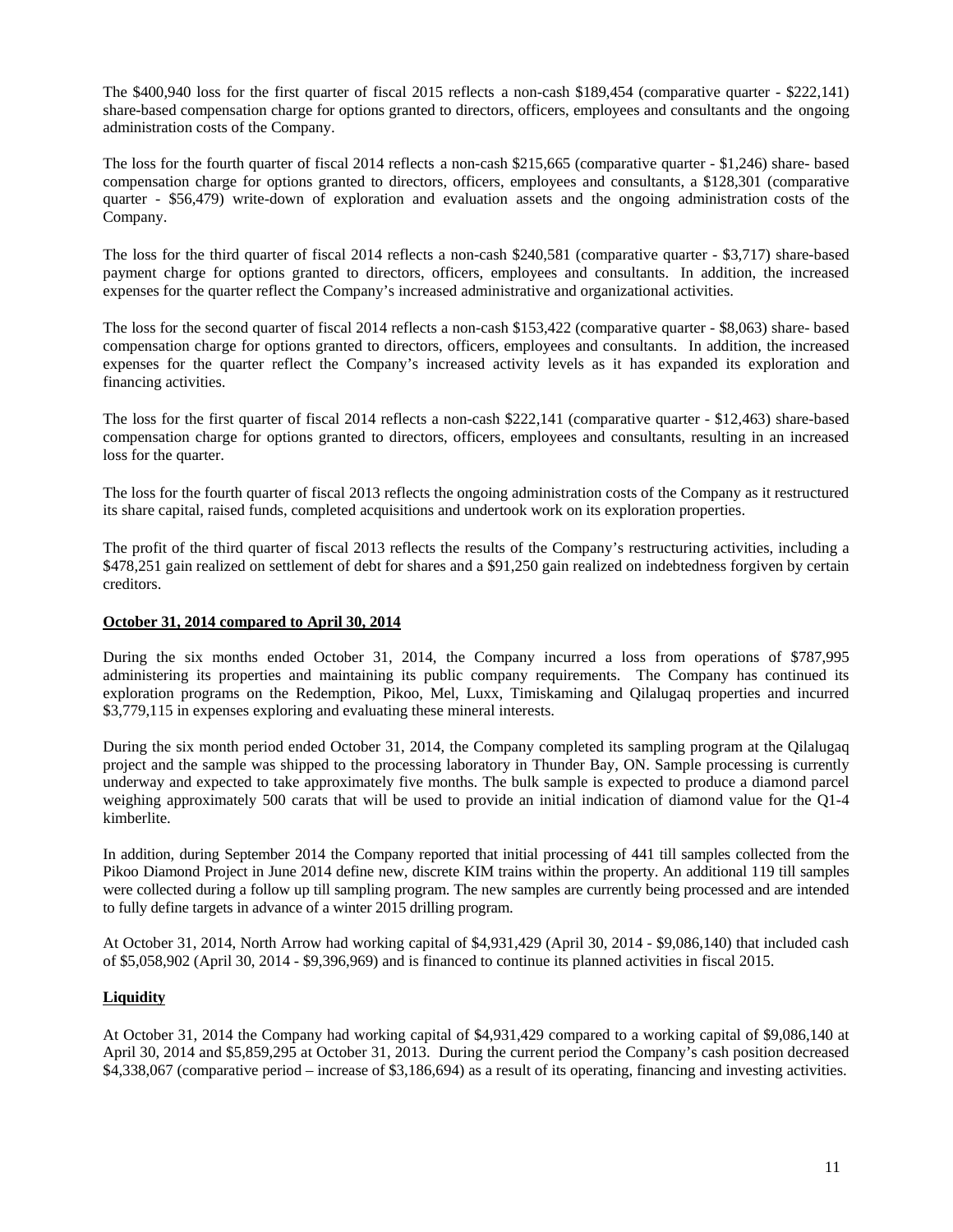The $400,940 loss for the first quarter of fiscal 2015 reflects a non-cash $189,454 (comparative quarter - $222,141) share-based compensation charge for options granted to directors, officers, employees and consultants and the ongoing administration costs of the Company.

The loss for the fourth quarter of fiscal 2014 reflects a non-cash $215,665 (comparative quarter - $1,246) share- based compensation charge for options granted to directors, officers, employees and consultants, a $128,301 (comparative quarter - $56,479) write-down of exploration and evaluation assets and the ongoing administration costs of the Company.

The loss for the third quarter of fiscal 2014 reflects a non-cash $240,581 (comparative quarter - $3,717) share-based payment charge for options granted to directors, officers, employees and consultants. In addition, the increased expenses for the quarter reflect the Company's increased administrative and organizational activities.

The loss for the second quarter of fiscal 2014 reflects a non-cash $153,422 (comparative quarter - $8,063) share- based compensation charge for options granted to directors, officers, employees and consultants. In addition, the increased expenses for the quarter reflect the Company's increased activity levels as it has expanded its exploration and financing activities.

The loss for the first quarter of fiscal 2014 reflects a non-cash $222,141 (comparative quarter - $12,463) share-based compensation charge for options granted to directors, officers, employees and consultants, resulting in an increased loss for the quarter.

The loss for the fourth quarter of fiscal 2013 reflects the ongoing administration costs of the Company as it restructured its share capital, raised funds, completed acquisitions and undertook work on its exploration properties.

The profit of the third quarter of fiscal 2013 reflects the results of the Company's restructuring activities, including a $478,251 gain realized on settlement of debt for shares and a $91,250 gain realized on indebtedness forgiven by certain creditors.

**October 31, 2014 compared to April 30, 2014**

During the six months ended October 31, 2014, the Company incurred a loss from operations of $787,995 administering its properties and maintaining its public company requirements. The Company has continued its exploration programs on the Redemption, Pikoo, Mel, Luxx, Timiskaming and Qilalugaq properties and incurred $3,779,115 in expenses exploring and evaluating these mineral interests.

During the six month period ended October 31, 2014, the Company completed its sampling program at the Qilalugaq project and the sample was shipped to the processing laboratory in Thunder Bay, ON. Sample processing is currently underway and expected to take approximately five months. The bulk sample is expected to produce a diamond parcel weighing approximately 500 carats that will be used to provide an initial indication of diamond value for the Q1-4 kimberlite.

In addition, during September 2014 the Company reported that initial processing of 441 till samples collected from the Pikoo Diamond Project in June 2014 define new, discrete KIM trains within the property. An additional 119 till samples were collected during a follow up till sampling program. The new samples are currently being processed and are intended to fully define targets in advance of a winter 2015 drilling program.

At October 31, 2014, North Arrow had working capital of $4,931,429 (April 30, 2014 - $9,086,140) that included cash of $5,058,902 (April 30, 2014 - $9,396,969) and is financed to continue its planned activities in fiscal 2015.

**Liquidity**

At October 31, 2014 the Company had working capital of $4,931,429 compared to a working capital of $9,086,140 at April 30, 2014 and $5,859,295 at October 31, 2013. During the current period the Company's cash position decreased $4,338,067 (comparative period – increase of $3,186,694) as a result of its operating, financing and investing activities.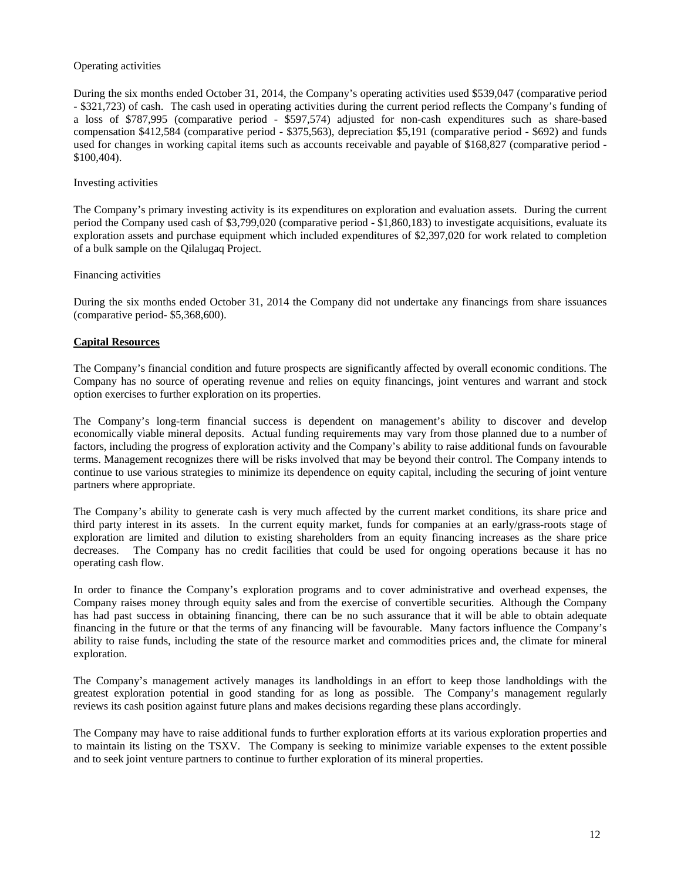Operating activities

During the six months ended October 31, 2014, the Company's operating activities used $539,047 (comparative period - $321,723) of cash. The cash used in operating activities during the current period reflects the Company's funding of a loss of $787,995 (comparative period - $597,574) adjusted for non-cash expenditures such as share-based compensation $412,584 (comparative period - $375,563), depreciation $5,191 (comparative period - $692) and funds used for changes in working capital items such as accounts receivable and payable of $168,827 (comparative period - $100,404).

Investing activities

The Company's primary investing activity is its expenditures on exploration and evaluation assets. During the current period the Company used cash of $3,799,020 (comparative period - $1,860,183) to investigate acquisitions, evaluate its exploration assets and purchase equipment which included expenditures of $2,397,020 for work related to completion of a bulk sample on the Qilalugaq Project.

Financing activities

During the six months ended October 31, 2014 the Company did not undertake any financings from share issuances (comparative period- $5,368,600).

## Capital Resources

The Company's financial condition and future prospects are significantly affected by overall economic conditions. The Company has no source of operating revenue and relies on equity financings, joint ventures and warrant and stock option exercises to further exploration on its properties.

The Company's long-term financial success is dependent on management's ability to discover and develop economically viable mineral deposits. Actual funding requirements may vary from those planned due to a number of factors, including the progress of exploration activity and the Company's ability to raise additional funds on favourable terms. Management recognizes there will be risks involved that may be beyond their control. The Company intends to continue to use various strategies to minimize its dependence on equity capital, including the securing of joint venture partners where appropriate.

The Company's ability to generate cash is very much affected by the current market conditions, its share price and third party interest in its assets. In the current equity market, funds for companies at an early/grass-roots stage of exploration are limited and dilution to existing shareholders from an equity financing increases as the share price decreases. The Company has no credit facilities that could be used for ongoing operations because it has no operating cash flow.

In order to finance the Company's exploration programs and to cover administrative and overhead expenses, the Company raises money through equity sales and from the exercise of convertible securities. Although the Company has had past success in obtaining financing, there can be no such assurance that it will be able to obtain adequate financing in the future or that the terms of any financing will be favourable. Many factors influence the Company's ability to raise funds, including the state of the resource market and commodities prices and, the climate for mineral exploration.

The Company's management actively manages its landholdings in an effort to keep those landholdings with the greatest exploration potential in good standing for as long as possible. The Company's management regularly reviews its cash position against future plans and makes decisions regarding these plans accordingly.

The Company may have to raise additional funds to further exploration efforts at its various exploration properties and to maintain its listing on the TSXV. The Company is seeking to minimize variable expenses to the extent possible and to seek joint venture partners to continue to further exploration of its mineral properties.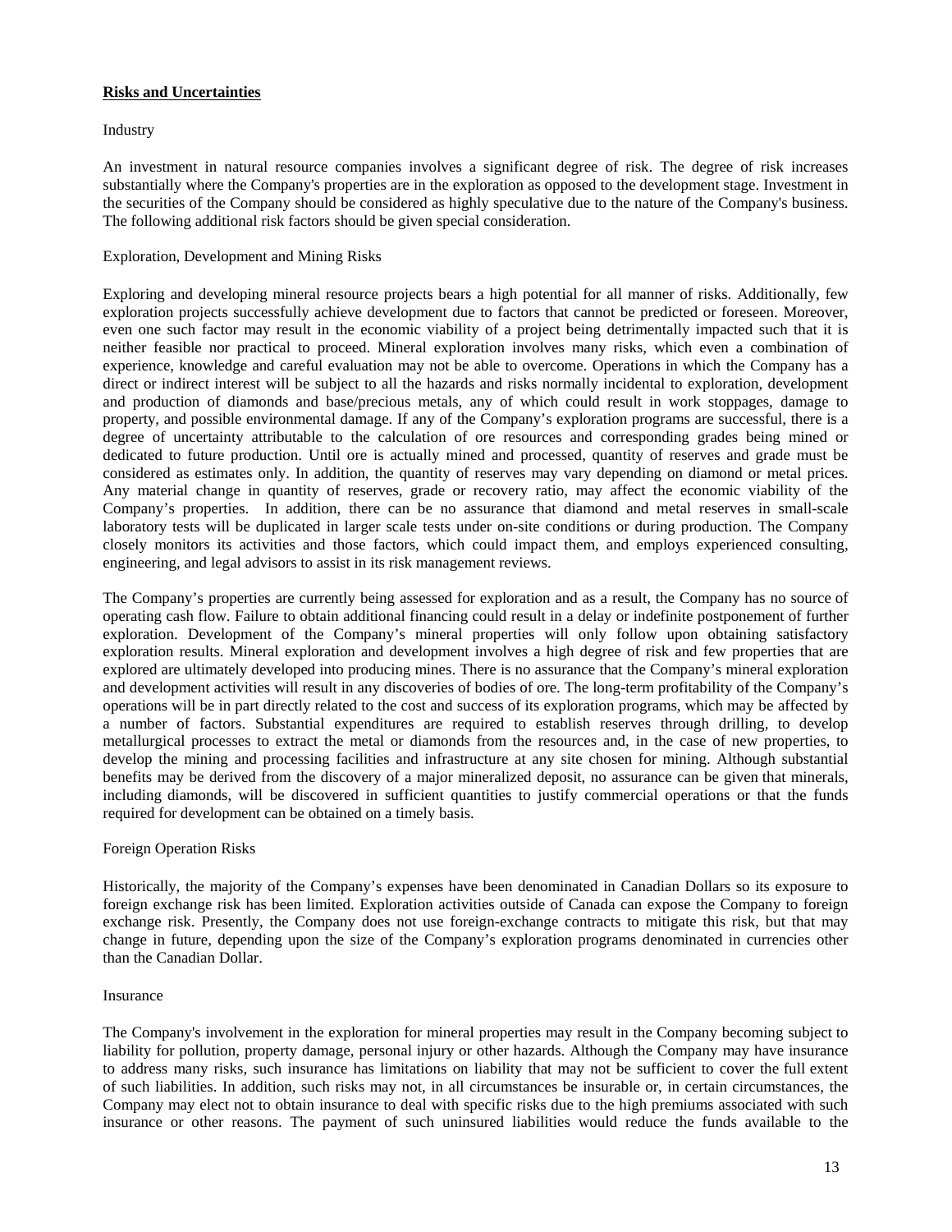**Risks and Uncertainties**

Industry

An investment in natural resource companies involves a significant degree of risk. The degree of risk increases substantially where the Company's properties are in the exploration as opposed to the development stage. Investment in the securities of the Company should be considered as highly speculative due to the nature of the Company's business. The following additional risk factors should be given special consideration.

Exploration, Development and Mining Risks

Exploring and developing mineral resource projects bears a high potential for all manner of risks. Additionally, few exploration projects successfully achieve development due to factors that cannot be predicted or foreseen. Moreover, even one such factor may result in the economic viability of a project being detrimentally impacted such that it is neither feasible nor practical to proceed. Mineral exploration involves many risks, which even a combination of experience, knowledge and careful evaluation may not be able to overcome. Operations in which the Company has a direct or indirect interest will be subject to all the hazards and risks normally incidental to exploration, development and production of diamonds and base/precious metals, any of which could result in work stoppages, damage to property, and possible environmental damage. If any of the Company's exploration programs are successful, there is a degree of uncertainty attributable to the calculation of ore resources and corresponding grades being mined or dedicated to future production. Until ore is actually mined and processed, quantity of reserves and grade must be considered as estimates only. In addition, the quantity of reserves may vary depending on diamond or metal prices. Any material change in quantity of reserves, grade or recovery ratio, may affect the economic viability of the Company's properties. In addition, there can be no assurance that diamond and metal reserves in small-scale laboratory tests will be duplicated in larger scale tests under on-site conditions or during production. The Company closely monitors its activities and those factors, which could impact them, and employs experienced consulting, engineering, and legal advisors to assist in its risk management reviews.

The Company's properties are currently being assessed for exploration and as a result, the Company has no source of operating cash flow. Failure to obtain additional financing could result in a delay or indefinite postponement of further exploration. Development of the Company's mineral properties will only follow upon obtaining satisfactory exploration results. Mineral exploration and development involves a high degree of risk and few properties that are explored are ultimately developed into producing mines. There is no assurance that the Company's mineral exploration and development activities will result in any discoveries of bodies of ore. The long-term profitability of the Company's operations will be in part directly related to the cost and success of its exploration programs, which may be affected by a number of factors. Substantial expenditures are required to establish reserves through drilling, to develop metallurgical processes to extract the metal or diamonds from the resources and, in the case of new properties, to develop the mining and processing facilities and infrastructure at any site chosen for mining. Although substantial benefits may be derived from the discovery of a major mineralized deposit, no assurance can be given that minerals, including diamonds, will be discovered in sufficient quantities to justify commercial operations or that the funds required for development can be obtained on a timely basis.

Foreign Operation Risks

Historically, the majority of the Company's expenses have been denominated in Canadian Dollars so its exposure to foreign exchange risk has been limited. Exploration activities outside of Canada can expose the Company to foreign exchange risk. Presently, the Company does not use foreign-exchange contracts to mitigate this risk, but that may change in future, depending upon the size of the Company's exploration programs denominated in currencies other than the Canadian Dollar.

Insurance

The Company's involvement in the exploration for mineral properties may result in the Company becoming subject to liability for pollution, property damage, personal injury or other hazards. Although the Company may have insurance to address many risks, such insurance has limitations on liability that may not be sufficient to cover the full extent of such liabilities. In addition, such risks may not, in all circumstances be insurable or, in certain circumstances, the Company may elect not to obtain insurance to deal with specific risks due to the high premiums associated with such insurance or other reasons. The payment of such uninsured liabilities would reduce the funds available to the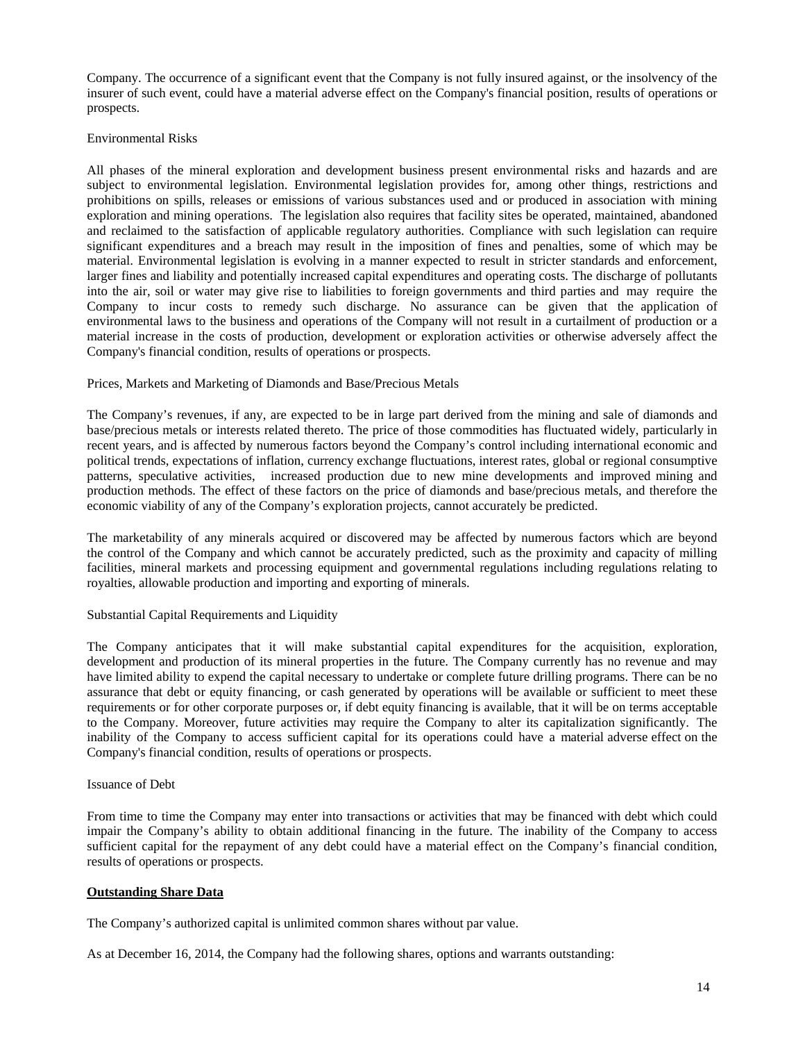Company. The occurrence of a significant event that the Company is not fully insured against, or the insolvency of the insurer of such event, could have a material adverse effect on the Company's financial position, results of operations or prospects.

Environmental Risks

All phases of the mineral exploration and development business present environmental risks and hazards and are subject to environmental legislation. Environmental legislation provides for, among other things, restrictions and prohibitions on spills, releases or emissions of various substances used and or produced in association with mining exploration and mining operations. The legislation also requires that facility sites be operated, maintained, abandoned and reclaimed to the satisfaction of applicable regulatory authorities. Compliance with such legislation can require significant expenditures and a breach may result in the imposition of fines and penalties, some of which may be material. Environmental legislation is evolving in a manner expected to result in stricter standards and enforcement, larger fines and liability and potentially increased capital expenditures and operating costs. The discharge of pollutants into the air, soil or water may give rise to liabilities to foreign governments and third parties and may require the Company to incur costs to remedy such discharge. No assurance can be given that the application of environmental laws to the business and operations of the Company will not result in a curtailment of production or a material increase in the costs of production, development or exploration activities or otherwise adversely affect the Company's financial condition, results of operations or prospects.

Prices, Markets and Marketing of Diamonds and Base/Precious Metals

The Company's revenues, if any, are expected to be in large part derived from the mining and sale of diamonds and base/precious metals or interests related thereto. The price of those commodities has fluctuated widely, particularly in recent years, and is affected by numerous factors beyond the Company's control including international economic and political trends, expectations of inflation, currency exchange fluctuations, interest rates, global or regional consumptive patterns, speculative activities, increased production due to new mine developments and improved mining and production methods. The effect of these factors on the price of diamonds and base/precious metals, and therefore the economic viability of any of the Company's exploration projects, cannot accurately be predicted.

The marketability of any minerals acquired or discovered may be affected by numerous factors which are beyond the control of the Company and which cannot be accurately predicted, such as the proximity and capacity of milling facilities, mineral markets and processing equipment and governmental regulations including regulations relating to royalties, allowable production and importing and exporting of minerals.

Substantial Capital Requirements and Liquidity

The Company anticipates that it will make substantial capital expenditures for the acquisition, exploration, development and production of its mineral properties in the future. The Company currently has no revenue and may have limited ability to expend the capital necessary to undertake or complete future drilling programs. There can be no assurance that debt or equity financing, or cash generated by operations will be available or sufficient to meet these requirements or for other corporate purposes or, if debt equity financing is available, that it will be on terms acceptable to the Company. Moreover, future activities may require the Company to alter its capitalization significantly. The inability of the Company to access sufficient capital for its operations could have a material adverse effect on the Company's financial condition, results of operations or prospects.

Issuance of Debt

From time to time the Company may enter into transactions or activities that may be financed with debt which could impair the Company's ability to obtain additional financing in the future. The inability of the Company to access sufficient capital for the repayment of any debt could have a material effect on the Company's financial condition, results of operations or prospects.

## Outstanding Share Data

The Company's authorized capital is unlimited common shares without par value.

As at December 16, 2014, the Company had the following shares, options and warrants outstanding: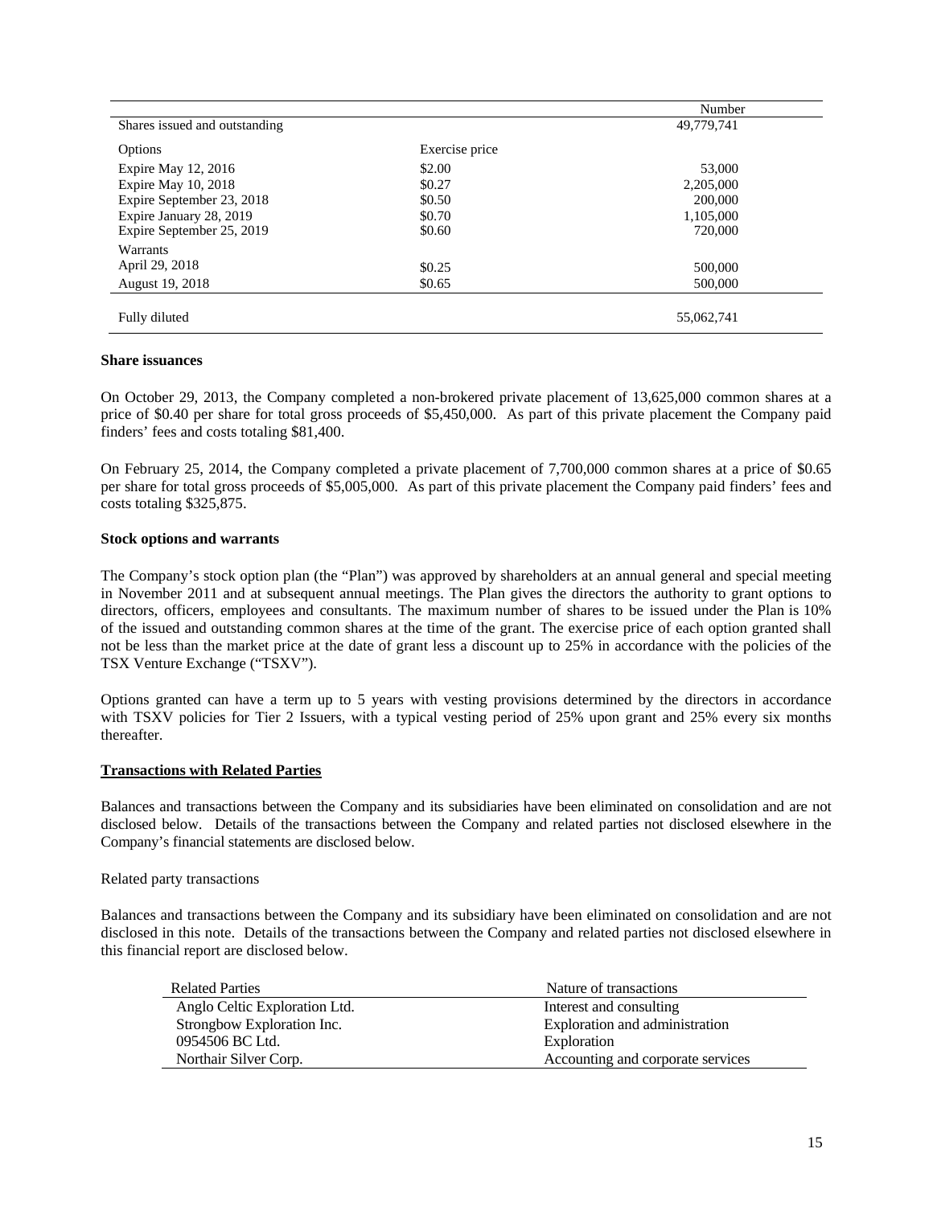| | | Number |
|---|---|---|
| Shares issued and outstanding | | 49,779,741 |
| Options | Exercise price | |
| Expire May 12, 2016 | $2.00 | 53,000 |
| Expire May 10, 2018 | $0.27 | 2,205,000 |
| Expire September 23, 2018 | $0.50 | 200,000 |
| Expire January 28, 2019 | $0.70 | 1,105,000 |
| Expire September 25, 2019 | $0.60 | 720,000 |
| Warrants | | |
| April 29, 2018 | $0.25 | 500,000 |
| August 19, 2018 | $0.65 | 500,000 |
| Fully diluted | | 55,062,741 |

**Share issuances**

On October 29, 2013, the Company completed a non-brokered private placement of 13,625,000 common shares at a price of $0.40 per share for total gross proceeds of $5,450,000. As part of this private placement the Company paid finders' fees and costs totaling $81,400.

On February 25, 2014, the Company completed a private placement of 7,700,000 common shares at a price of $0.65 per share for total gross proceeds of $5,005,000. As part of this private placement the Company paid finders' fees and costs totaling $325,875.

**Stock options and warrants**

The Company's stock option plan (the "Plan") was approved by shareholders at an annual general and special meeting in November 2011 and at subsequent annual meetings. The Plan gives the directors the authority to grant options to directors, officers, employees and consultants. The maximum number of shares to be issued under the Plan is 10% of the issued and outstanding common shares at the time of the grant. The exercise price of each option granted shall not be less than the market price at the date of grant less a discount up to 25% in accordance with the policies of the TSX Venture Exchange ("TSXV").

Options granted can have a term up to 5 years with vesting provisions determined by the directors in accordance with TSXV policies for Tier 2 Issuers, with a typical vesting period of 25% upon grant and 25% every six months thereafter.

**Transactions with Related Parties**

Balances and transactions between the Company and its subsidiaries have been eliminated on consolidation and are not disclosed below. Details of the transactions between the Company and related parties not disclosed elsewhere in the Company's financial statements are disclosed below.

Related party transactions

Balances and transactions between the Company and its subsidiary have been eliminated on consolidation and are not disclosed in this note. Details of the transactions between the Company and related parties not disclosed elsewhere in this financial report are disclosed below.

| Related Parties | Nature of transactions |
|---|---|
| Anglo Celtic Exploration Ltd. | Interest and consulting |
| Strongbow Exploration Inc. | Exploration and administration |
| 0954506 BC Ltd. | Exploration |
| Northair Silver Corp. | Accounting and corporate services |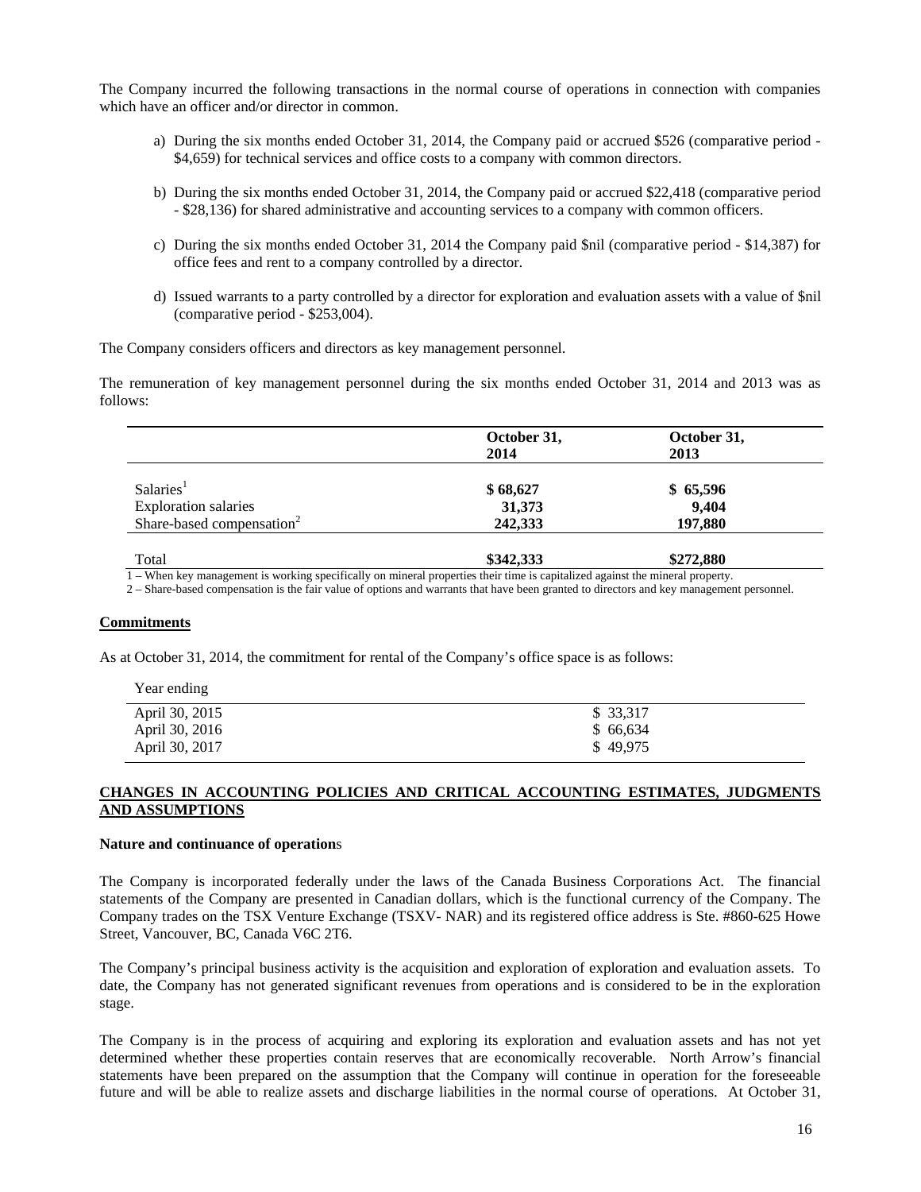The Company incurred the following transactions in the normal course of operations in connection with companies which have an officer and/or director in common.

a) During the six months ended October 31, 2014, the Company paid or accrued $526 (comparative period - $4,659) for technical services and office costs to a company with common directors.

b) During the six months ended October 31, 2014, the Company paid or accrued $22,418 (comparative period - $28,136) for shared administrative and accounting services to a company with common officers.

c) During the six months ended October 31, 2014 the Company paid $nil (comparative period - $14,387) for office fees and rent to a company controlled by a director.

d) Issued warrants to a party controlled by a director for exploration and evaluation assets with a value of $nil (comparative period - $253,004).

The Company considers officers and directors as key management personnel.

The remuneration of key management personnel during the six months ended October 31, 2014 and 2013 was as follows:

| | October 31, 2014 | October 31, 2013 |
|---|---|---|
| Salaries[1] | **$ 68,627** | **$ 65,596** |
| Exploration salaries | **31,373** | **9,404** |
| Share-based compensation[2] | **242,333** | **197,880** |
| Total | **$342,333** | **$272,880** |

1 – When key management is working specifically on mineral properties their time is capitalized against the mineral property.

2 – Share-based compensation is the fair value of options and warrants that have been granted to directors and key management personnel.

## Commitments

As at October 31, 2014, the commitment for rental of the Company's office space is as follows:

| Year ending | |
|---|---|
| April 30, 2015 | $ 33,317 |
| April 30, 2016 | $ 66,634 |
| April 30, 2017 | $ 49,975 |

## CHANGES IN ACCOUNTING POLICIES AND CRITICAL ACCOUNTING ESTIMATES, JUDGMENTS AND ASSUMPTIONS

### Nature and continuance of operations

The Company is incorporated federally under the laws of the Canada Business Corporations Act. The financial statements of the Company are presented in Canadian dollars, which is the functional currency of the Company. The Company trades on the TSX Venture Exchange (TSXV- NAR) and its registered office address is Ste. #860-625 Howe Street, Vancouver, BC, Canada V6C 2T6.

The Company's principal business activity is the acquisition and exploration of exploration and evaluation assets. To date, the Company has not generated significant revenues from operations and is considered to be in the exploration stage.

The Company is in the process of acquiring and exploring its exploration and evaluation assets and has not yet determined whether these properties contain reserves that are economically recoverable. North Arrow's financial statements have been prepared on the assumption that the Company will continue in operation for the foreseeable future and will be able to realize assets and discharge liabilities in the normal course of operations. At October 31,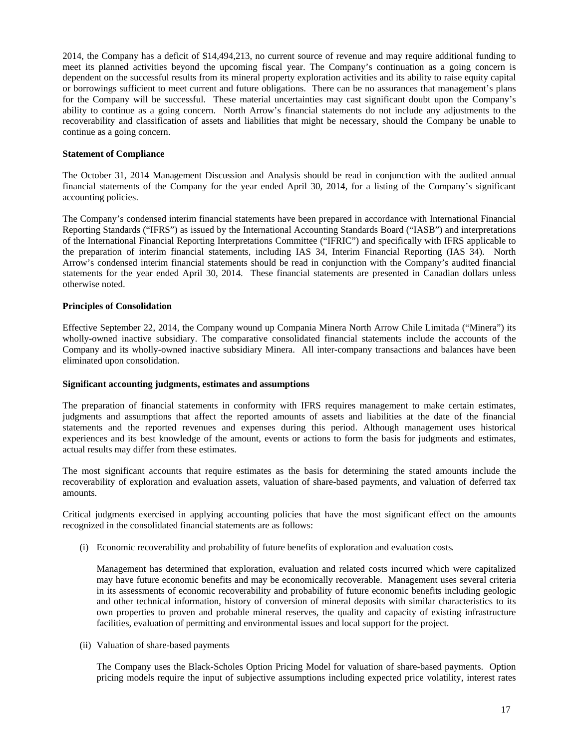2014, the Company has a deficit of $14,494,213, no current source of revenue and may require additional funding to meet its planned activities beyond the upcoming fiscal year. The Company's continuation as a going concern is dependent on the successful results from its mineral property exploration activities and its ability to raise equity capital or borrowings sufficient to meet current and future obligations. There can be no assurances that management's plans for the Company will be successful. These material uncertainties may cast significant doubt upon the Company's ability to continue as a going concern. North Arrow's financial statements do not include any adjustments to the recoverability and classification of assets and liabilities that might be necessary, should the Company be unable to continue as a going concern.

**Statement of Compliance**

The October 31, 2014 Management Discussion and Analysis should be read in conjunction with the audited annual financial statements of the Company for the year ended April 30, 2014, for a listing of the Company's significant accounting policies.

The Company's condensed interim financial statements have been prepared in accordance with International Financial Reporting Standards ("IFRS") as issued by the International Accounting Standards Board ("IASB") and interpretations of the International Financial Reporting Interpretations Committee ("IFRIC") and specifically with IFRS applicable to the preparation of interim financial statements, including IAS 34, Interim Financial Reporting (IAS 34). North Arrow's condensed interim financial statements should be read in conjunction with the Company's audited financial statements for the year ended April 30, 2014. These financial statements are presented in Canadian dollars unless otherwise noted.

**Principles of Consolidation**

Effective September 22, 2014, the Company wound up Compania Minera North Arrow Chile Limitada ("Minera") its wholly-owned inactive subsidiary. The comparative consolidated financial statements include the accounts of the Company and its wholly-owned inactive subsidiary Minera. All inter-company transactions and balances have been eliminated upon consolidation.

**Significant accounting judgments, estimates and assumptions**

The preparation of financial statements in conformity with IFRS requires management to make certain estimates, judgments and assumptions that affect the reported amounts of assets and liabilities at the date of the financial statements and the reported revenues and expenses during this period. Although management uses historical experiences and its best knowledge of the amount, events or actions to form the basis for judgments and estimates, actual results may differ from these estimates.

The most significant accounts that require estimates as the basis for determining the stated amounts include the recoverability of exploration and evaluation assets, valuation of share-based payments, and valuation of deferred tax amounts.

Critical judgments exercised in applying accounting policies that have the most significant effect on the amounts recognized in the consolidated financial statements are as follows:

(i) Economic recoverability and probability of future benefits of exploration and evaluation costs*.*

Management has determined that exploration, evaluation and related costs incurred which were capitalized may have future economic benefits and may be economically recoverable. Management uses several criteria in its assessments of economic recoverability and probability of future economic benefits including geologic and other technical information, history of conversion of mineral deposits with similar characteristics to its own properties to proven and probable mineral reserves, the quality and capacity of existing infrastructure facilities, evaluation of permitting and environmental issues and local support for the project.

(ii) Valuation of share-based payments

The Company uses the Black-Scholes Option Pricing Model for valuation of share-based payments. Option pricing models require the input of subjective assumptions including expected price volatility, interest rates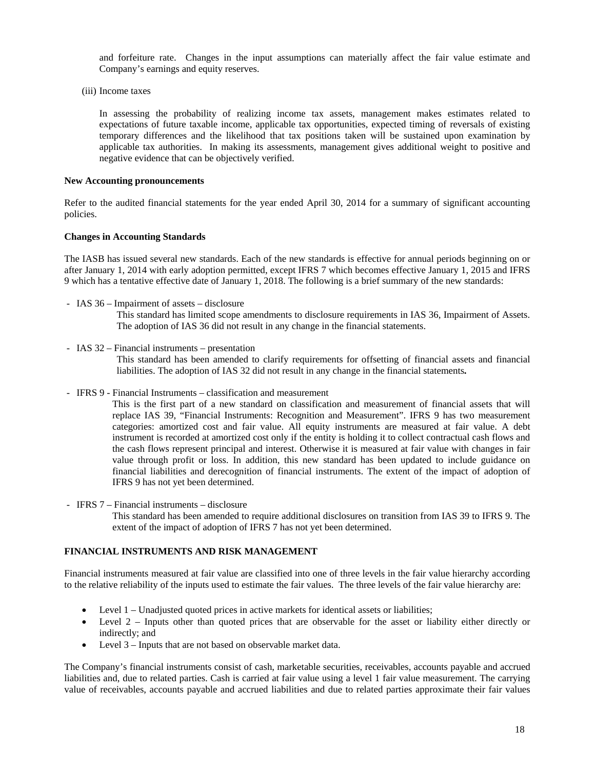and forfeiture rate. Changes in the input assumptions can materially affect the fair value estimate and Company's earnings and equity reserves.

(iii) Income taxes

In assessing the probability of realizing income tax assets, management makes estimates related to expectations of future taxable income, applicable tax opportunities, expected timing of reversals of existing temporary differences and the likelihood that tax positions taken will be sustained upon examination by applicable tax authorities. In making its assessments, management gives additional weight to positive and negative evidence that can be objectively verified.

**New Accounting pronouncements**

Refer to the audited financial statements for the year ended April 30, 2014 for a summary of significant accounting policies.

**Changes in Accounting Standards**

The IASB has issued several new standards. Each of the new standards is effective for annual periods beginning on or after January 1, 2014 with early adoption permitted, except IFRS 7 which becomes effective January 1, 2015 and IFRS 9 which has a tentative effective date of January 1, 2018. The following is a brief summary of the new standards:

- IAS 36 – Impairment of assets – disclosure
  This standard has limited scope amendments to disclosure requirements in IAS 36, Impairment of Assets. The adoption of IAS 36 did not result in any change in the financial statements.

- IAS 32 – Financial instruments – presentation
  This standard has been amended to clarify requirements for offsetting of financial assets and financial liabilities. The adoption of IAS 32 did not result in any change in the financial statements**.**

- IFRS 9 - Financial Instruments – classification and measurement
  This is the first part of a new standard on classification and measurement of financial assets that will replace IAS 39, "Financial Instruments: Recognition and Measurement". IFRS 9 has two measurement categories: amortized cost and fair value. All equity instruments are measured at fair value. A debt instrument is recorded at amortized cost only if the entity is holding it to collect contractual cash flows and the cash flows represent principal and interest. Otherwise it is measured at fair value with changes in fair value through profit or loss. In addition, this new standard has been updated to include guidance on financial liabilities and derecognition of financial instruments. The extent of the impact of adoption of IFRS 9 has not yet been determined.

- IFRS 7 – Financial instruments – disclosure
  This standard has been amended to require additional disclosures on transition from IAS 39 to IFRS 9. The extent of the impact of adoption of IFRS 7 has not yet been determined.

**FINANCIAL INSTRUMENTS AND RISK MANAGEMENT**

Financial instruments measured at fair value are classified into one of three levels in the fair value hierarchy according to the relative reliability of the inputs used to estimate the fair values. The three levels of the fair value hierarchy are:

- Level 1 – Unadjusted quoted prices in active markets for identical assets or liabilities;
- Level 2 – Inputs other than quoted prices that are observable for the asset or liability either directly or indirectly; and
- Level 3 – Inputs that are not based on observable market data.

The Company's financial instruments consist of cash, marketable securities, receivables, accounts payable and accrued liabilities and, due to related parties. Cash is carried at fair value using a level 1 fair value measurement. The carrying value of receivables, accounts payable and accrued liabilities and due to related parties approximate their fair values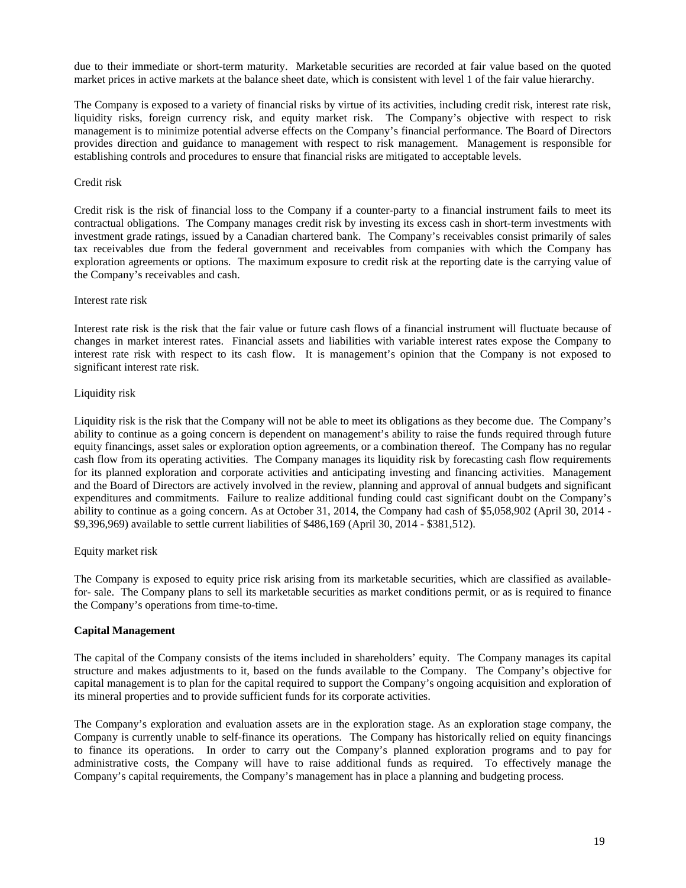due to their immediate or short-term maturity. Marketable securities are recorded at fair value based on the quoted market prices in active markets at the balance sheet date, which is consistent with level 1 of the fair value hierarchy.

The Company is exposed to a variety of financial risks by virtue of its activities, including credit risk, interest rate risk, liquidity risks, foreign currency risk, and equity market risk. The Company's objective with respect to risk management is to minimize potential adverse effects on the Company's financial performance. The Board of Directors provides direction and guidance to management with respect to risk management. Management is responsible for establishing controls and procedures to ensure that financial risks are mitigated to acceptable levels.

Credit risk

Credit risk is the risk of financial loss to the Company if a counter-party to a financial instrument fails to meet its contractual obligations. The Company manages credit risk by investing its excess cash in short-term investments with investment grade ratings, issued by a Canadian chartered bank. The Company's receivables consist primarily of sales tax receivables due from the federal government and receivables from companies with which the Company has exploration agreements or options. The maximum exposure to credit risk at the reporting date is the carrying value of the Company's receivables and cash.

Interest rate risk

Interest rate risk is the risk that the fair value or future cash flows of a financial instrument will fluctuate because of changes in market interest rates. Financial assets and liabilities with variable interest rates expose the Company to interest rate risk with respect to its cash flow. It is management's opinion that the Company is not exposed to significant interest rate risk.

Liquidity risk

Liquidity risk is the risk that the Company will not be able to meet its obligations as they become due. The Company's ability to continue as a going concern is dependent on management's ability to raise the funds required through future equity financings, asset sales or exploration option agreements, or a combination thereof. The Company has no regular cash flow from its operating activities. The Company manages its liquidity risk by forecasting cash flow requirements for its planned exploration and corporate activities and anticipating investing and financing activities. Management and the Board of Directors are actively involved in the review, planning and approval of annual budgets and significant expenditures and commitments. Failure to realize additional funding could cast significant doubt on the Company's ability to continue as a going concern. As at October 31, 2014, the Company had cash of $5,058,902 (April 30, 2014 - $9,396,969) available to settle current liabilities of $486,169 (April 30, 2014 - $381,512).

Equity market risk

The Company is exposed to equity price risk arising from its marketable securities, which are classified as available-for- sale. The Company plans to sell its marketable securities as market conditions permit, or as is required to finance the Company's operations from time-to-time.

**Capital Management**

The capital of the Company consists of the items included in shareholders' equity. The Company manages its capital structure and makes adjustments to it, based on the funds available to the Company. The Company's objective for capital management is to plan for the capital required to support the Company's ongoing acquisition and exploration of its mineral properties and to provide sufficient funds for its corporate activities.

The Company's exploration and evaluation assets are in the exploration stage. As an exploration stage company, the Company is currently unable to self-finance its operations. The Company has historically relied on equity financings to finance its operations. In order to carry out the Company's planned exploration programs and to pay for administrative costs, the Company will have to raise additional funds as required. To effectively manage the Company's capital requirements, the Company's management has in place a planning and budgeting process.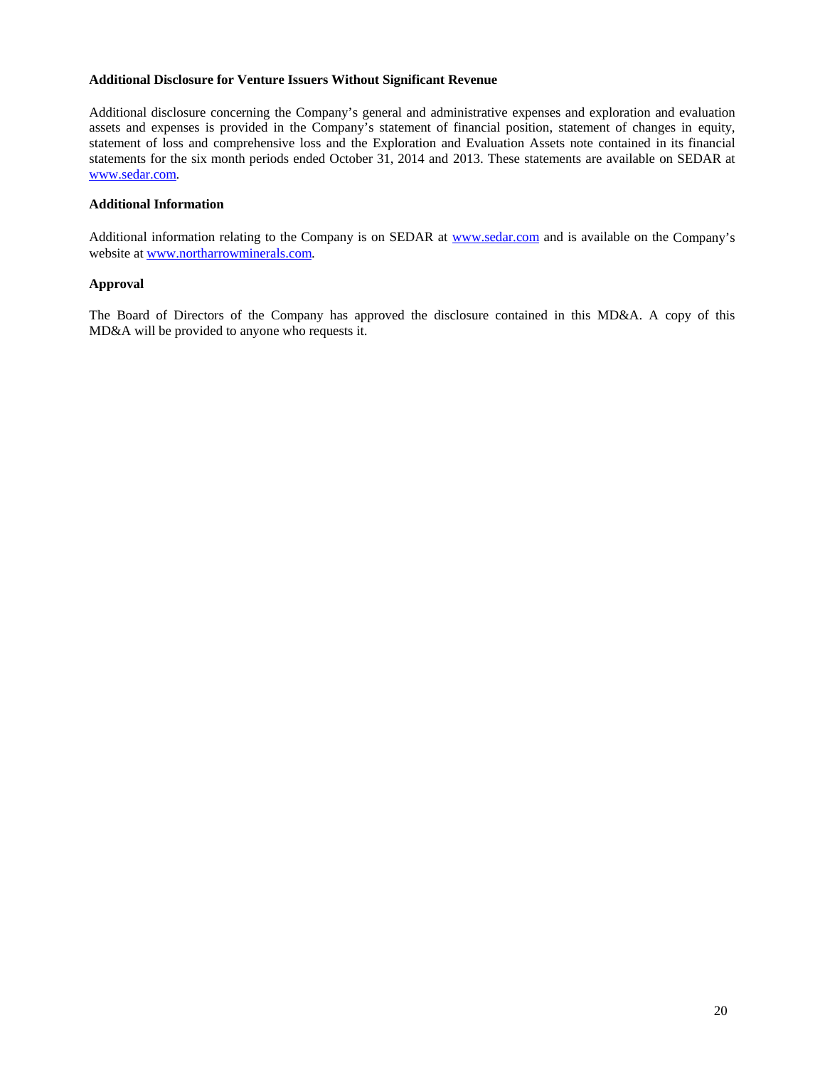**Additional Disclosure for Venture Issuers Without Significant Revenue**

Additional disclosure concerning the Company's general and administrative expenses and exploration and evaluation assets and expenses is provided in the Company's statement of financial position, statement of changes in equity, statement of loss and comprehensive loss and the Exploration and Evaluation Assets note contained in its financial statements for the six month periods ended October 31, 2014 and 2013. These statements are available on SEDAR at www.sedar.com.

**Additional Information**

Additional information relating to the Company is on SEDAR at www.sedar.com and is available on the Company's website at www.northarrowminerals.com.

**Approval**

The Board of Directors of the Company has approved the disclosure contained in this MD&A. A copy of this MD&A will be provided to anyone who requests it.